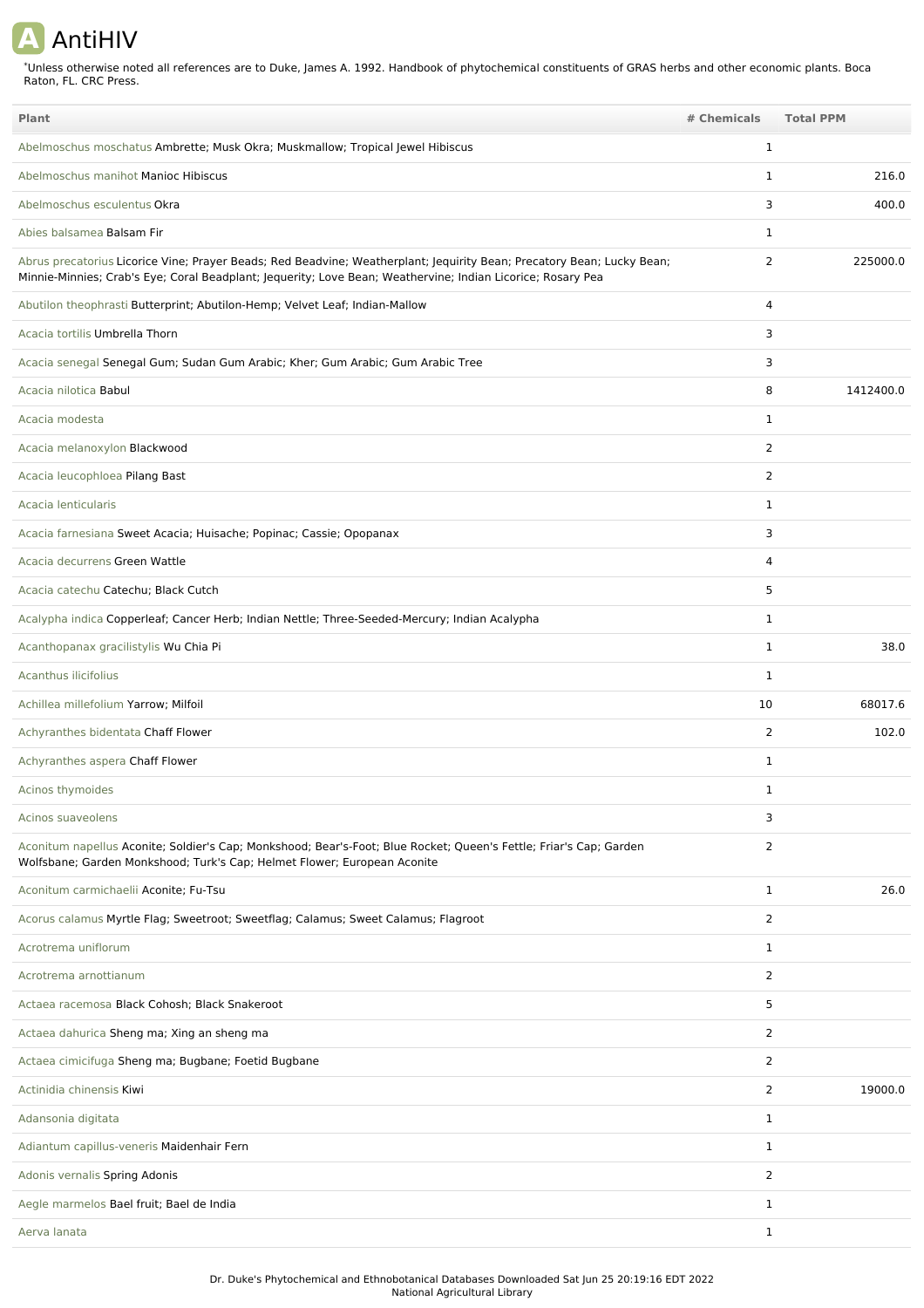# AntiHIV

*Unless otherwise noted all references are to Duke, James A. 1992. Handbook of phytochemical constituents of GRAS herbs and other economic plants. Boca Raton, FL. CRC Press.

| Plant | # Chemicals | Total PPM |
|---|---|---|
| Abelmoschus moschatus Ambrette; Musk Okra; Muskmallow; Tropical Jewel Hibiscus | 1 | |
| Abelmoschus manihot Manioc Hibiscus | 1 | 216.0 |
| Abelmoschus esculentus Okra | 3 | 400.0 |
| Abies balsamea Balsam Fir | 1 | |
| Abrus precatorius Licorice Vine; Prayer Beads; Red Beadvine; Weatherplant; Jequirity Bean; Precatory Bean; Lucky Bean; Minnie-Minnies; Crab's Eye; Coral Beadplant; Jequerity; Love Bean; Weathervine; Indian Licorice; Rosary Pea | 2 | 225000.0 |
| Abutilon theophrasti Butterprint; Abutilon-Hemp; Velvet Leaf; Indian-Mallow | 4 | |
| Acacia tortilis Umbrella Thorn | 3 | |
| Acacia senegal Senegal Gum; Sudan Gum Arabic; Kher; Gum Arabic; Gum Arabic Tree | 3 | |
| Acacia nilotica Babul | 8 | 1412400.0 |
| Acacia modesta | 1 | |
| Acacia melanoxylon Blackwood | 2 | |
| Acacia leucophloea Pilang Bast | 2 | |
| Acacia lenticularis | 1 | |
| Acacia farnesiana Sweet Acacia; Huisache; Popinac; Cassie; Opopanax | 3 | |
| Acacia decurrens Green Wattle | 4 | |
| Acacia catechu Catechu; Black Cutch | 5 | |
| Acalypha indica Copperleaf; Cancer Herb; Indian Nettle; Three-Seeded-Mercury; Indian Acalypha | 1 | |
| Acanthopanax gracilistylis Wu Chia Pi | 1 | 38.0 |
| Acanthus ilicifolius | 1 | |
| Achillea millefolium Yarrow; Milfoil | 10 | 68017.6 |
| Achyranthes bidentata Chaff Flower | 2 | 102.0 |
| Achyranthes aspera Chaff Flower | 1 | |
| Acinos thymoides | 1 | |
| Acinos suaveolens | 3 | |
| Aconitum napellus Aconite; Soldier's Cap; Monkshood; Bear's-Foot; Blue Rocket; Queen's Fettle; Friar's Cap; Garden Wolfsbane; Garden Monkshood; Turk's Cap; Helmet Flower; European Aconite | 2 | |
| Aconitum carmichaelii Aconite; Fu-Tsu | 1 | 26.0 |
| Acorus calamus Myrtle Flag; Sweetroot; Sweetflag; Calamus; Sweet Calamus; Flagroot | 2 | |
| Acrotrema uniflorum | 1 | |
| Acrotrema arnottianum | 2 | |
| Actaea racemosa Black Cohosh; Black Snakeroot | 5 | |
| Actaea dahurica Sheng ma; Xing an sheng ma | 2 | |
| Actaea cimicifuga Sheng ma; Bugbane; Foetid Bugbane | 2 | |
| Actinidia chinensis Kiwi | 2 | 19000.0 |
| Adansonia digitata | 1 | |
| Adiantum capillus-veneris Maidenhair Fern | 1 | |
| Adonis vernalis Spring Adonis | 2 | |
| Aegle marmelos Bael fruit; Bael de India | 1 | |
| Aerva lanata | 1 | |

Dr. Duke's Phytochemical and Ethnobotanical Databases Downloaded Sat Jun 25 20:19:16 EDT 2022
National Agricultural Library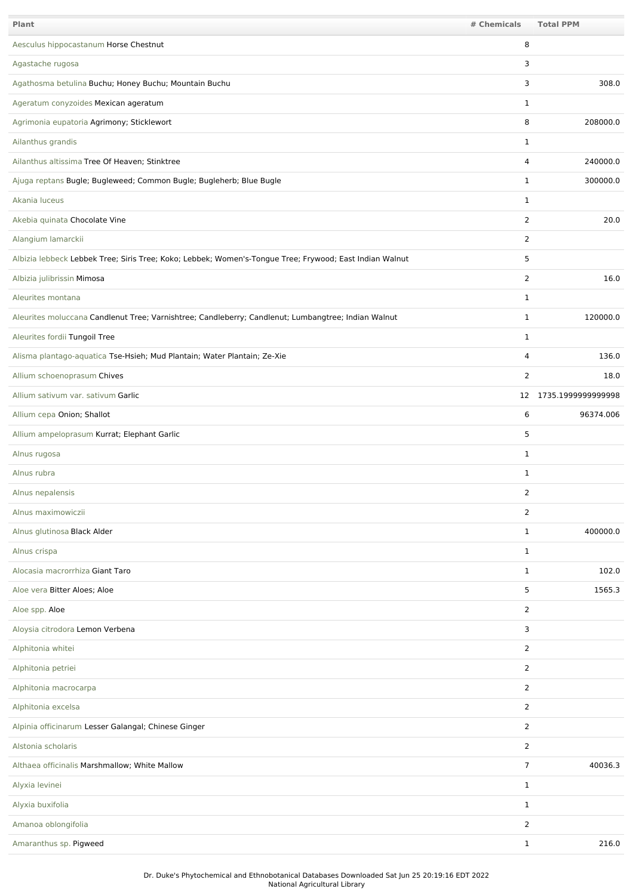| Plant | # Chemicals | Total PPM |
| --- | --- | --- |
| Aesculus hippocastanum Horse Chestnut | 8 | |
| Agastache rugosa | 3 | |
| Agathosma betulina Buchu; Honey Buchu; Mountain Buchu | 3 | 308.0 |
| Ageratum conyzoides Mexican ageratum | 1 | |
| Agrimonia eupatoria Agrimony; Sticklewort | 8 | 208000.0 |
| Ailanthus grandis | 1 | |
| Ailanthus altissima Tree Of Heaven; Stinktree | 4 | 240000.0 |
| Ajuga reptans Bugle; Bugleweed; Common Bugle; Bugleherb; Blue Bugle | 1 | 300000.0 |
| Akania luceus | 1 | |
| Akebia quinata Chocolate Vine | 2 | 20.0 |
| Alangium lamarckii | 2 | |
| Albizia lebbeck Lebbek Tree; Siris Tree; Koko; Lebbek; Women's-Tongue Tree; Frywood; East Indian Walnut | 5 | |
| Albizia julibrissin Mimosa | 2 | 16.0 |
| Aleurites montana | 1 | |
| Aleurites moluccana Candlenut Tree; Varnishtree; Candleberry; Candlenut; Lumbangtree; Indian Walnut | 1 | 120000.0 |
| Aleurites fordii Tungoil Tree | 1 | |
| Alisma plantago-aquatica Tse-Hsieh; Mud Plantain; Water Plantain; Ze-Xie | 4 | 136.0 |
| Allium schoenoprasum Chives | 2 | 18.0 |
| Allium sativum var. sativum Garlic | 12 | 1735.1999999999998 |
| Allium cepa Onion; Shallot | 6 | 96374.006 |
| Allium ampeloprasum Kurrat; Elephant Garlic | 5 | |
| Alnus rugosa | 1 | |
| Alnus rubra | 1 | |
| Alnus nepalensis | 2 | |
| Alnus maximowiczii | 2 | |
| Alnus glutinosa Black Alder | 1 | 400000.0 |
| Alnus crispa | 1 | |
| Alocasia macrorrhiza Giant Taro | 1 | 102.0 |
| Aloe vera Bitter Aloes; Aloe | 5 | 1565.3 |
| Aloe spp. Aloe | 2 | |
| Aloysia citrodora Lemon Verbena | 3 | |
| Alphitonia whitei | 2 | |
| Alphitonia petriei | 2 | |
| Alphitonia macrocarpa | 2 | |
| Alphitonia excelsa | 2 | |
| Alpinia officinarum Lesser Galangal; Chinese Ginger | 2 | |
| Alstonia scholaris | 2 | |
| Althaea officinalis Marshmallow; White Mallow | 7 | 40036.3 |
| Alyxia levinei | 1 | |
| Alyxia buxifolia | 1 | |
| Amanoa oblongifolia | 2 | |
| Amaranthus sp. Pigweed | 1 | 216.0 |

Dr. Duke's Phytochemical and Ethnobotanical Databases Downloaded Sat Jun 25 20:19:16 EDT 2022
National Agricultural Library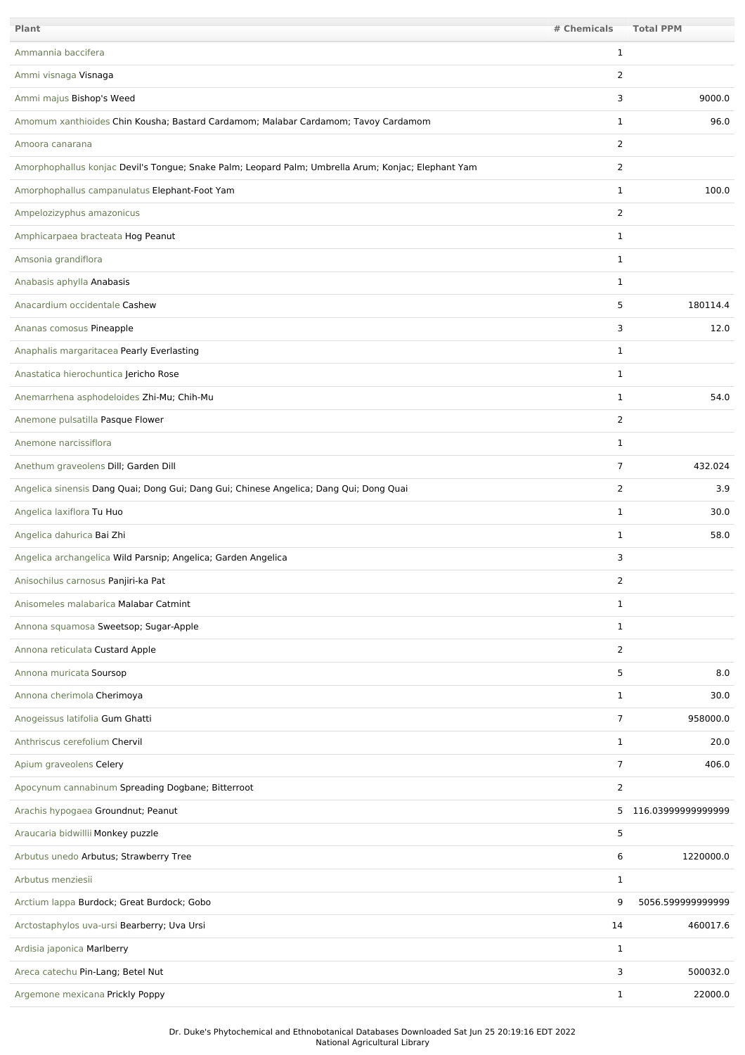| Plant | # Chemicals | Total PPM |
| --- | --- | --- |
| Ammannia baccifera | 1 | |
| Ammi visnaga Visnaga | 2 | |
| Ammi majus Bishop's Weed | 3 | 9000.0 |
| Amomum xanthioides Chin Kousha; Bastard Cardamom; Malabar Cardamom; Tavoy Cardamom | 1 | 96.0 |
| Amoora canarana | 2 | |
| Amorphophallus konjac Devil's Tongue; Snake Palm; Leopard Palm; Umbrella Arum; Konjac; Elephant Yam | 2 | |
| Amorphophallus campanulatus Elephant-Foot Yam | 1 | 100.0 |
| Ampelozizyphus amazonicus | 2 | |
| Amphicarpaea bracteata Hog Peanut | 1 | |
| Amsonia grandiflora | 1 | |
| Anabasis aphylla Anabasis | 1 | |
| Anacardium occidentale Cashew | 5 | 180114.4 |
| Ananas comosus Pineapple | 3 | 12.0 |
| Anaphalis margaritacea Pearly Everlasting | 1 | |
| Anastatica hierochuntica Jericho Rose | 1 | |
| Anemarrhena asphodeloides Zhi-Mu; Chih-Mu | 1 | 54.0 |
| Anemone pulsatilla Pasque Flower | 2 | |
| Anemone narcissiflora | 1 | |
| Anethum graveolens Dill; Garden Dill | 7 | 432.024 |
| Angelica sinensis Dang Quai; Dong Gui; Dang Gui; Chinese Angelica; Dang Qui; Dong Quai | 2 | 3.9 |
| Angelica laxiflora Tu Huo | 1 | 30.0 |
| Angelica dahurica Bai Zhi | 1 | 58.0 |
| Angelica archangelica Wild Parsnip; Angelica; Garden Angelica | 3 | |
| Anisochilus carnosus Panjiri-ka Pat | 2 | |
| Anisomeles malabarica Malabar Catmint | 1 | |
| Annona squamosa Sweetsop; Sugar-Apple | 1 | |
| Annona reticulata Custard Apple | 2 | |
| Annona muricata Soursop | 5 | 8.0 |
| Annona cherimola Cherimoya | 1 | 30.0 |
| Anogeissus latifolia Gum Ghatti | 7 | 958000.0 |
| Anthriscus cerefolium Chervil | 1 | 20.0 |
| Apium graveolens Celery | 7 | 406.0 |
| Apocynum cannabinum Spreading Dogbane; Bitterroot | 2 | |
| Arachis hypogaea Groundnut; Peanut | 5 | 116.03999999999999 |
| Araucaria bidwillii Monkey puzzle | 5 | |
| Arbutus unedo Arbutus; Strawberry Tree | 6 | 1220000.0 |
| Arbutus menziesii | 1 | |
| Arctium lappa Burdock; Great Burdock; Gobo | 9 | 5056.599999999999 |
| Arctostaphylos uva-ursi Bearberry; Uva Ursi | 14 | 460017.6 |
| Ardisia japonica Marlberry | 1 | |
| Areca catechu Pin-Lang; Betel Nut | 3 | 500032.0 |
| Argemone mexicana Prickly Poppy | 1 | 22000.0 |

Dr. Duke's Phytochemical and Ethnobotanical Databases Downloaded Sat Jun 25 20:19:16 EDT 2022
National Agricultural Library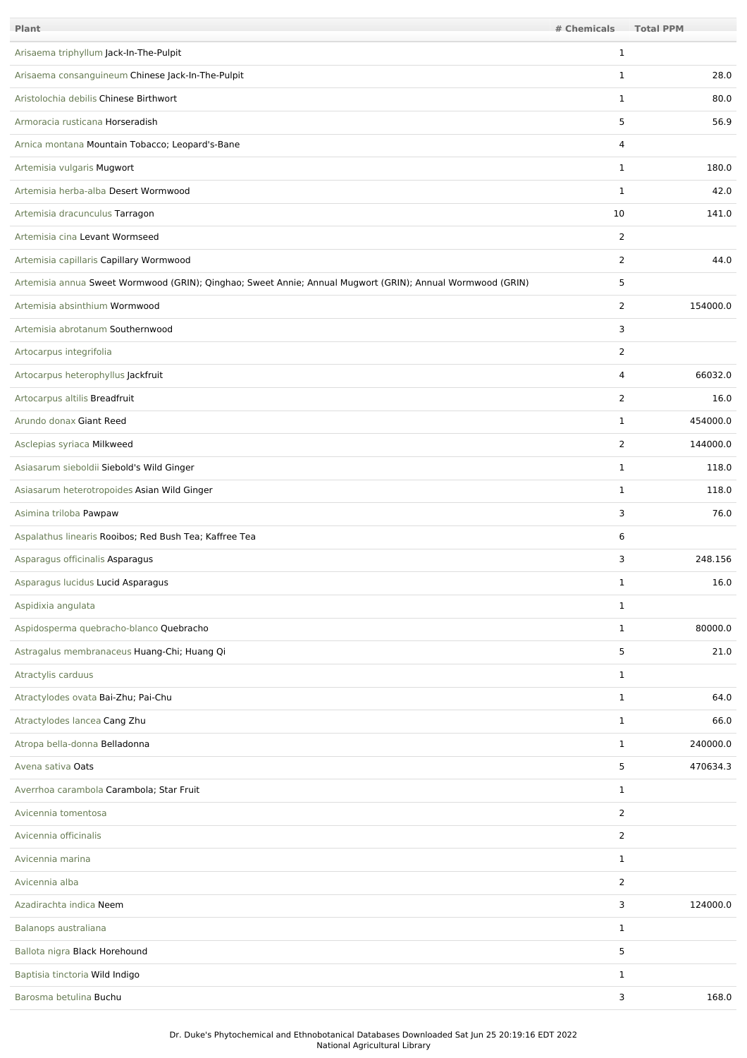| Plant | # Chemicals | Total PPM |
| --- | --- | --- |
| Arisaema triphyllum Jack-In-The-Pulpit | 1 | |
| Arisaema consanguineum Chinese Jack-In-The-Pulpit | 1 | 28.0 |
| Aristolochia debilis Chinese Birthwort | 1 | 80.0 |
| Armoracia rusticana Horseradish | 5 | 56.9 |
| Arnica montana Mountain Tobacco; Leopard's-Bane | 4 | |
| Artemisia vulgaris Mugwort | 1 | 180.0 |
| Artemisia herba-alba Desert Wormwood | 1 | 42.0 |
| Artemisia dracunculus Tarragon | 10 | 141.0 |
| Artemisia cina Levant Wormseed | 2 | |
| Artemisia capillaris Capillary Wormwood | 2 | 44.0 |
| Artemisia annua Sweet Wormwood (GRIN); Qinghao; Sweet Annie; Annual Mugwort (GRIN); Annual Wormwood (GRIN) | 5 | |
| Artemisia absinthium Wormwood | 2 | 154000.0 |
| Artemisia abrotanum Southernwood | 3 | |
| Artocarpus integrifolia | 2 | |
| Artocarpus heterophyllus Jackfruit | 4 | 66032.0 |
| Artocarpus altilis Breadfruit | 2 | 16.0 |
| Arundo donax Giant Reed | 1 | 454000.0 |
| Asclepias syriaca Milkweed | 2 | 144000.0 |
| Asiasarum sieboldii Siebold's Wild Ginger | 1 | 118.0 |
| Asiasarum heterotropoides Asian Wild Ginger | 1 | 118.0 |
| Asimina triloba Pawpaw | 3 | 76.0 |
| Aspalathus linearis Rooibos; Red Bush Tea; Kaffree Tea | 6 | |
| Asparagus officinalis Asparagus | 3 | 248.156 |
| Asparagus lucidus Lucid Asparagus | 1 | 16.0 |
| Aspidixia angulata | 1 | |
| Aspidosperma quebracho-blanco Quebracho | 1 | 80000.0 |
| Astragalus membranaceus Huang-Chi; Huang Qi | 5 | 21.0 |
| Atractylis carduus | 1 | |
| Atractylodes ovata Bai-Zhu; Pai-Chu | 1 | 64.0 |
| Atractylodes lancea Cang Zhu | 1 | 66.0 |
| Atropa bella-donna Belladonna | 1 | 240000.0 |
| Avena sativa Oats | 5 | 470634.3 |
| Averrhoa carambola Carambola; Star Fruit | 1 | |
| Avicennia tomentosa | 2 | |
| Avicennia officinalis | 2 | |
| Avicennia marina | 1 | |
| Avicennia alba | 2 | |
| Azadirachta indica Neem | 3 | 124000.0 |
| Balanops australiana | 1 | |
| Ballota nigra Black Horehound | 5 | |
| Baptisia tinctoria Wild Indigo | 1 | |
| Barosma betulina Buchu | 3 | 168.0 |

Dr. Duke's Phytochemical and Ethnobotanical Databases Downloaded Sat Jun 25 20:19:16 EDT 2022
National Agricultural Library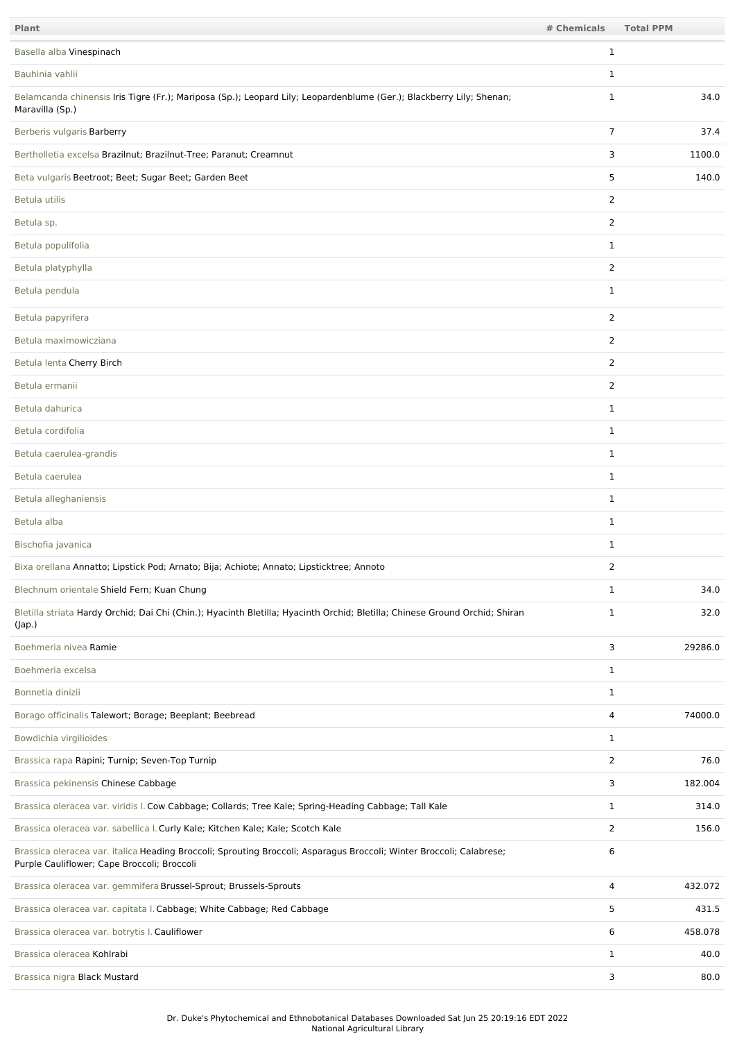| Plant | # Chemicals | Total PPM |
| --- | --- | --- |
| Basella alba Vinespinach | 1 | |
| Bauhinia vahlii | 1 | |
| Belamcanda chinensis Iris Tigre (Fr.); Mariposa (Sp.); Leopard Lily; Leopardenblume (Ger.); Blackberry Lily; Shenan; Maravilla (Sp.) | 1 | 34.0 |
| Berberis vulgaris Barberry | 7 | 37.4 |
| Bertholletia excelsa Brazilnut; Brazilnut-Tree; Paranut; Creamnut | 3 | 1100.0 |
| Beta vulgaris Beetroot; Beet; Sugar Beet; Garden Beet | 5 | 140.0 |
| Betula utilis | 2 | |
| Betula sp. | 2 | |
| Betula populifolia | 1 | |
| Betula platyphylla | 2 | |
| Betula pendula | 1 | |
| Betula papyrifera | 2 | |
| Betula maximowicziana | 2 | |
| Betula lenta Cherry Birch | 2 | |
| Betula ermanii | 2 | |
| Betula dahurica | 1 | |
| Betula cordifolia | 1 | |
| Betula caerulea-grandis | 1 | |
| Betula caerulea | 1 | |
| Betula alleghaniensis | 1 | |
| Betula alba | 1 | |
| Bischofia javanica | 1 | |
| Bixa orellana Annatto; Lipstick Pod; Arnato; Bija; Achiote; Annato; Lipsticktree; Annoto | 2 | |
| Blechnum orientale Shield Fern; Kuan Chung | 1 | 34.0 |
| Bletilla striata Hardy Orchid; Dai Chi (Chin.); Hyacinth Bletilla; Hyacinth Orchid; Bletilla; Chinese Ground Orchid; Shiran (Jap.) | 1 | 32.0 |
| Boehmeria nivea Ramie | 3 | 29286.0 |
| Boehmeria excelsa | 1 | |
| Bonnetia dinizii | 1 | |
| Borago officinalis Talewort; Borage; Beeplant; Beebread | 4 | 74000.0 |
| Bowdichia virgilioides | 1 | |
| Brassica rapa Rapini; Turnip; Seven-Top Turnip | 2 | 76.0 |
| Brassica pekinensis Chinese Cabbage | 3 | 182.004 |
| Brassica oleracea var. viridis l. Cow Cabbage; Collards; Tree Kale; Spring-Heading Cabbage; Tall Kale | 1 | 314.0 |
| Brassica oleracea var. sabellica l. Curly Kale; Kitchen Kale; Kale; Scotch Kale | 2 | 156.0 |
| Brassica oleracea var. italica Heading Broccoli; Sprouting Broccoli; Asparagus Broccoli; Winter Broccoli; Calabrese; Purple Cauliflower; Cape Broccoli; Broccoli | 6 | |
| Brassica oleracea var. gemmifera Brussel-Sprout; Brussels-Sprouts | 4 | 432.072 |
| Brassica oleracea var. capitata l. Cabbage; White Cabbage; Red Cabbage | 5 | 431.5 |
| Brassica oleracea var. botrytis l. Cauliflower | 6 | 458.078 |
| Brassica oleracea Kohlrabi | 1 | 40.0 |
| Brassica nigra Black Mustard | 3 | 80.0 |

Dr. Duke's Phytochemical and Ethnobotanical Databases Downloaded Sat Jun 25 20:19:16 EDT 2022
National Agricultural Library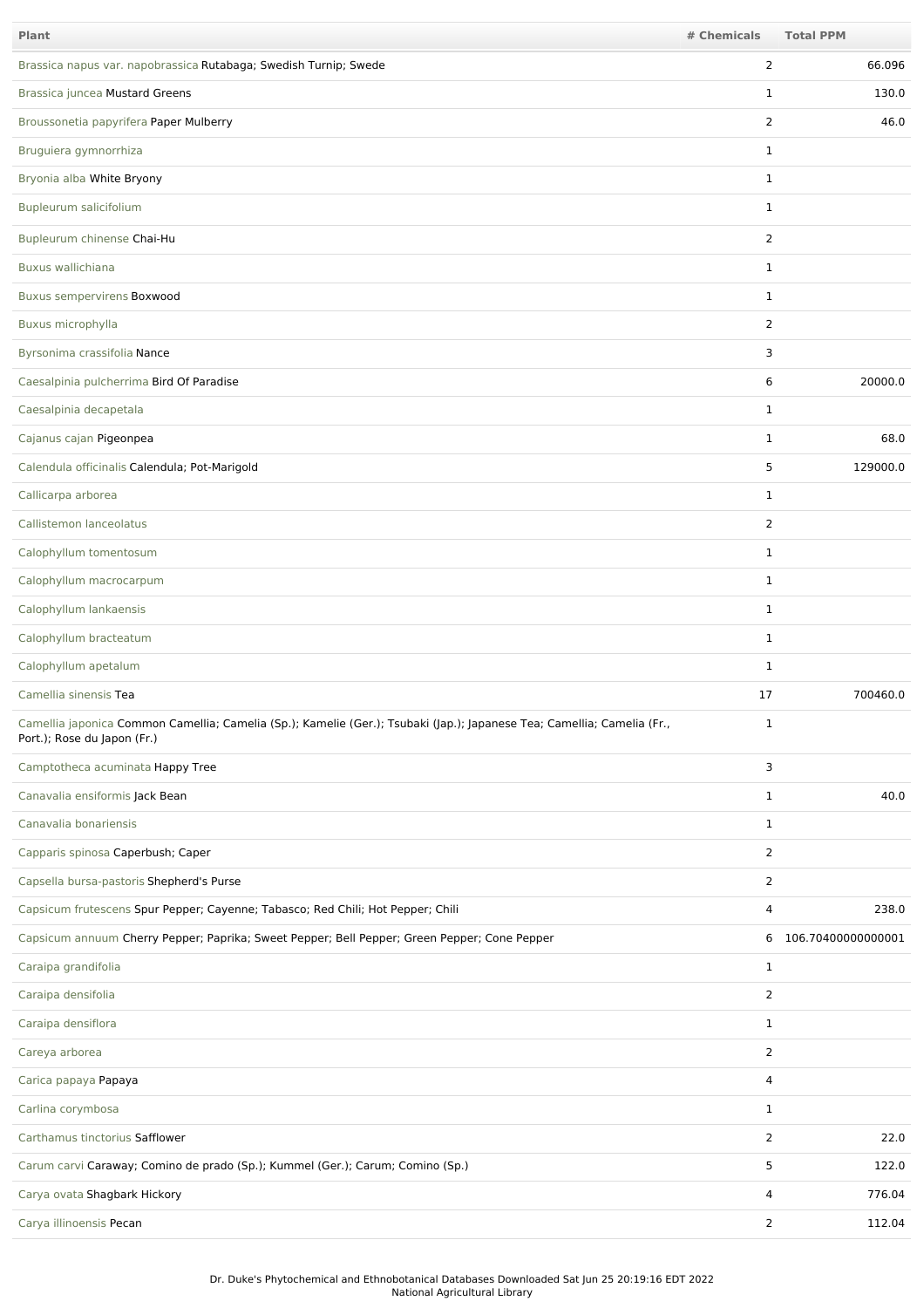| Plant | # Chemicals | Total PPM |
| --- | --- | --- |
| Brassica napus var. napobrassica Rutabaga; Swedish Turnip; Swede | 2 | 66.096 |
| Brassica juncea Mustard Greens | 1 | 130.0 |
| Broussonetia papyrifera Paper Mulberry | 2 | 46.0 |
| Bruguiera gymnorrhiza | 1 | |
| Bryonia alba White Bryony | 1 | |
| Bupleurum salicifolium | 1 | |
| Bupleurum chinense Chai-Hu | 2 | |
| Buxus wallichiana | 1 | |
| Buxus sempervirens Boxwood | 1 | |
| Buxus microphylla | 2 | |
| Byrsonima crassifolia Nance | 3 | |
| Caesalpinia pulcherrima Bird Of Paradise | 6 | 20000.0 |
| Caesalpinia decapetala | 1 | |
| Cajanus cajan Pigeonpea | 1 | 68.0 |
| Calendula officinalis Calendula; Pot-Marigold | 5 | 129000.0 |
| Callicarpa arborea | 1 | |
| Callistemon lanceolatus | 2 | |
| Calophyllum tomentosum | 1 | |
| Calophyllum macrocarpum | 1 | |
| Calophyllum lankaensis | 1 | |
| Calophyllum bracteatum | 1 | |
| Calophyllum apetalum | 1 | |
| Camellia sinensis Tea | 17 | 700460.0 |
| Camellia japonica Common Camellia; Camelia (Sp.); Kamelie (Ger.); Tsubaki (Jap.); Japanese Tea; Camellia; Camelia (Fr., Port.); Rose du Japon (Fr.) | 1 | |
| Camptotheca acuminata Happy Tree | 3 | |
| Canavalia ensiformis Jack Bean | 1 | 40.0 |
| Canavalia bonariensis | 1 | |
| Capparis spinosa Caperbush; Caper | 2 | |
| Capsella bursa-pastoris Shepherd's Purse | 2 | |
| Capsicum frutescens Spur Pepper; Cayenne; Tabasco; Red Chili; Hot Pepper; Chili | 4 | 238.0 |
| Capsicum annuum Cherry Pepper; Paprika; Sweet Pepper; Bell Pepper; Green Pepper; Cone Pepper | 6 | 106.70400000000001 |
| Caraipa grandifolia | 1 | |
| Caraipa densifolia | 2 | |
| Caraipa densiflora | 1 | |
| Careya arborea | 2 | |
| Carica papaya Papaya | 4 | |
| Carlina corymbosa | 1 | |
| Carthamus tinctorius Safflower | 2 | 22.0 |
| Carum carvi Caraway; Comino de prado (Sp.); Kummel (Ger.); Carum; Comino (Sp.) | 5 | 122.0 |
| Carya ovata Shagbark Hickory | 4 | 776.04 |
| Carya illinoensis Pecan | 2 | 112.04 |

Dr. Duke's Phytochemical and Ethnobotanical Databases Downloaded Sat Jun 25 20:19:16 EDT 2022
National Agricultural Library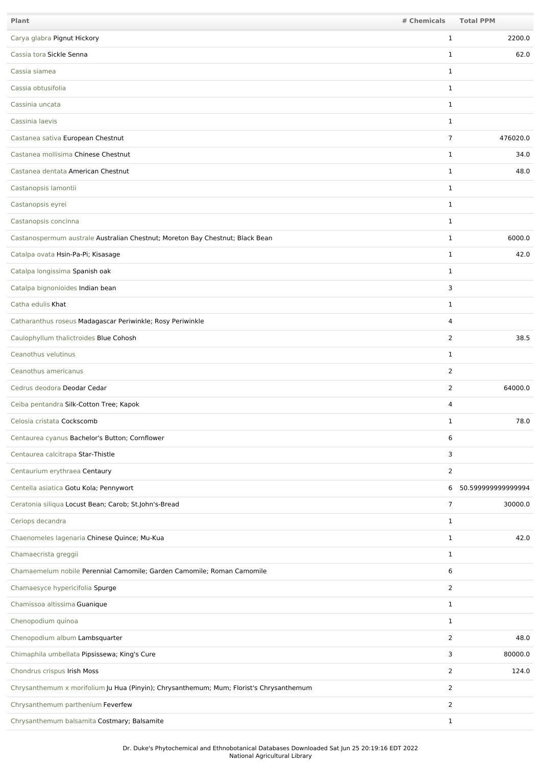| Plant | # Chemicals | Total PPM |
| --- | --- | --- |
| Carya glabra Pignut Hickory | 1 | 2200.0 |
| Cassia tora Sickle Senna | 1 | 62.0 |
| Cassia siamea | 1 | |
| Cassia obtusifolia | 1 | |
| Cassinia uncata | 1 | |
| Cassinia laevis | 1 | |
| Castanea sativa European Chestnut | 7 | 476020.0 |
| Castanea mollisima Chinese Chestnut | 1 | 34.0 |
| Castanea dentata American Chestnut | 1 | 48.0 |
| Castanopsis lamontii | 1 | |
| Castanopsis eyrei | 1 | |
| Castanopsis concinna | 1 | |
| Castanospermum australe Australian Chestnut; Moreton Bay Chestnut; Black Bean | 1 | 6000.0 |
| Catalpa ovata Hsin-Pa-Pi; Kisasage | 1 | 42.0 |
| Catalpa longissima Spanish oak | 1 | |
| Catalpa bignonioides Indian bean | 3 | |
| Catha edulis Khat | 1 | |
| Catharanthus roseus Madagascar Periwinkle; Rosy Periwinkle | 4 | |
| Caulophyllum thalictroides Blue Cohosh | 2 | 38.5 |
| Ceanothus velutinus | 1 | |
| Ceanothus americanus | 2 | |
| Cedrus deodora Deodar Cedar | 2 | 64000.0 |
| Ceiba pentandra Silk-Cotton Tree; Kapok | 4 | |
| Celosia cristata Cockscomb | 1 | 78.0 |
| Centaurea cyanus Bachelor's Button; Cornflower | 6 | |
| Centaurea calcitrapa Star-Thistle | 3 | |
| Centaurium erythraea Centaury | 2 | |
| Centella asiatica Gotu Kola; Pennywort | 6 | 50.599999999999994 |
| Ceratonia siliqua Locust Bean; Carob; St.John's-Bread | 7 | 30000.0 |
| Ceriops decandra | 1 | |
| Chaenomeles lagenaria Chinese Quince; Mu-Kua | 1 | 42.0 |
| Chamaecrista greggii | 1 | |
| Chamaemelum nobile Perennial Camomile; Garden Camomile; Roman Camomile | 6 | |
| Chamaesyce hypericifolia Spurge | 2 | |
| Chamissoa altissima Guanique | 1 | |
| Chenopodium quinoa | 1 | |
| Chenopodium album Lambsquarter | 2 | 48.0 |
| Chimaphila umbellata Pipsissewa; King's Cure | 3 | 80000.0 |
| Chondrus crispus Irish Moss | 2 | 124.0 |
| Chrysanthemum x morifolium Ju Hua (Pinyin); Chrysanthemum; Mum; Florist's Chrysanthemum | 2 | |
| Chrysanthemum parthenium Feverfew | 2 | |
| Chrysanthemum balsamita Costmary; Balsamite | 1 | |

Dr. Duke's Phytochemical and Ethnobotanical Databases Downloaded Sat Jun 25 20:19:16 EDT 2022
National Agricultural Library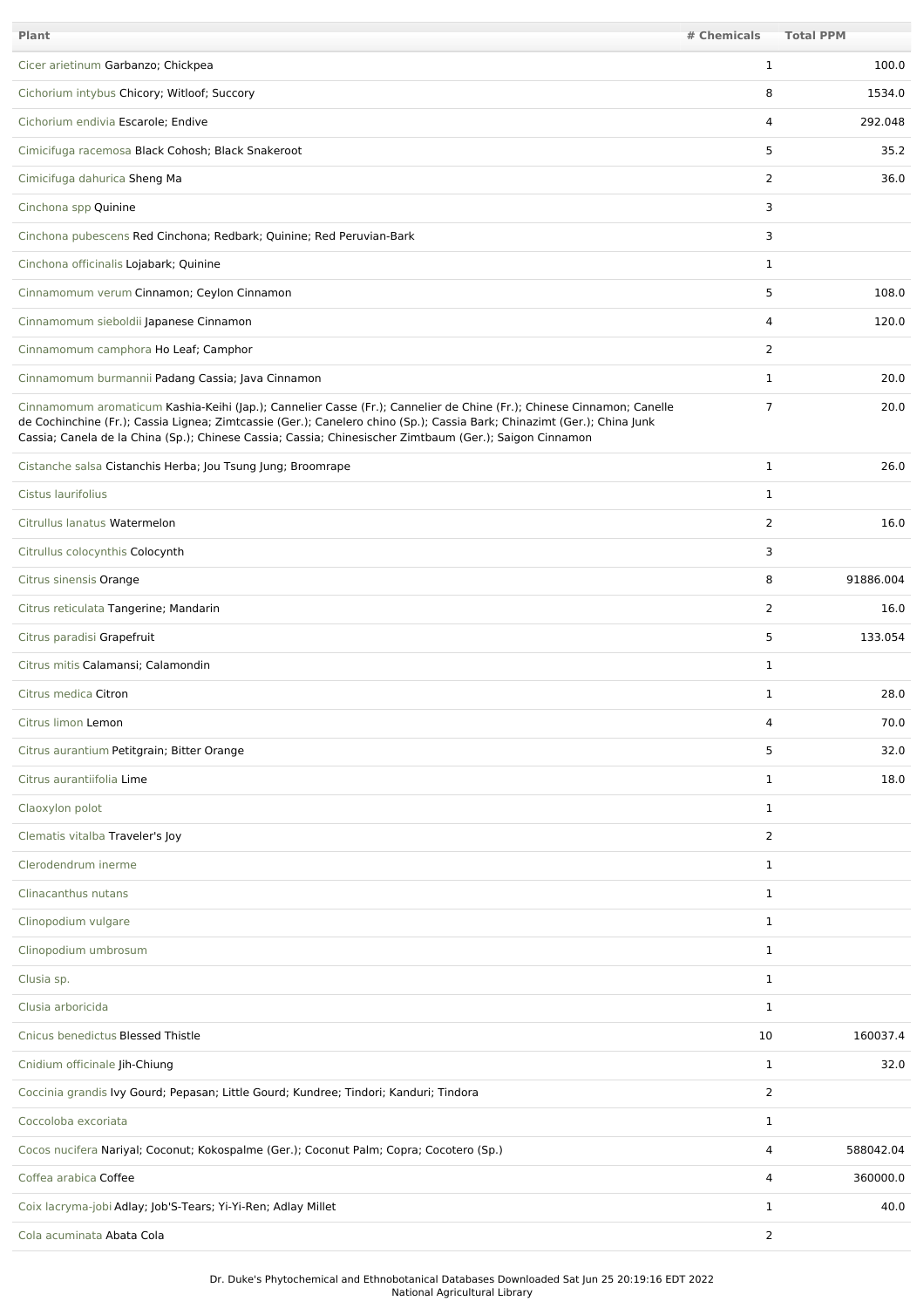| Plant | # Chemicals | Total PPM |
| --- | --- | --- |
| Cicer arietinum Garbanzo; Chickpea | 1 | 100.0 |
| Cichorium intybus Chicory; Witloof; Succory | 8 | 1534.0 |
| Cichorium endivia Escarole; Endive | 4 | 292.048 |
| Cimicifuga racemosa Black Cohosh; Black Snakeroot | 5 | 35.2 |
| Cimicifuga dahurica Sheng Ma | 2 | 36.0 |
| Cinchona spp Quinine | 3 | |
| Cinchona pubescens Red Cinchona; Redbark; Quinine; Red Peruvian-Bark | 3 | |
| Cinchona officinalis Lojabark; Quinine | 1 | |
| Cinnamomum verum Cinnamon; Ceylon Cinnamon | 5 | 108.0 |
| Cinnamomum sieboldii Japanese Cinnamon | 4 | 120.0 |
| Cinnamomum camphora Ho Leaf; Camphor | 2 | |
| Cinnamomum burmannii Padang Cassia; Java Cinnamon | 1 | 20.0 |
| Cinnamomum aromaticum Kashia-Keihi (Jap.); Cannelier Casse (Fr.); Cannelier de Chine (Fr.); Chinese Cinnamon; Canelle de Cochinchine (Fr.); Cassia Lignea; Zimtcassie (Ger.); Canelero chino (Sp.); Cassia Bark; Chinazimt (Ger.); China Junk Cassia; Canela de la China (Sp.); Chinese Cassia; Cassia; Chinesischer Zimtbaum (Ger.); Saigon Cinnamon | 7 | 20.0 |
| Cistanche salsa Cistanchis Herba; Jou Tsung Jung; Broomrape | 1 | 26.0 |
| Cistus laurifolius | 1 | |
| Citrullus lanatus Watermelon | 2 | 16.0 |
| Citrullus colocynthis Colocynth | 3 | |
| Citrus sinensis Orange | 8 | 91886.004 |
| Citrus reticulata Tangerine; Mandarin | 2 | 16.0 |
| Citrus paradisi Grapefruit | 5 | 133.054 |
| Citrus mitis Calamansi; Calamondin | 1 | |
| Citrus medica Citron | 1 | 28.0 |
| Citrus limon Lemon | 4 | 70.0 |
| Citrus aurantium Petitgrain; Bitter Orange | 5 | 32.0 |
| Citrus aurantiifolia Lime | 1 | 18.0 |
| Claoxylon polot | 1 | |
| Clematis vitalba Traveler's Joy | 2 | |
| Clerodendrum inerme | 1 | |
| Clinacanthus nutans | 1 | |
| Clinopodium vulgare | 1 | |
| Clinopodium umbrosum | 1 | |
| Clusia sp. | 1 | |
| Clusia arboricida | 1 | |
| Cnicus benedictus Blessed Thistle | 10 | 160037.4 |
| Cnidium officinale Jih-Chiung | 1 | 32.0 |
| Coccinia grandis Ivy Gourd; Pepasan; Little Gourd; Kundree; Tindori; Kanduri; Tindora | 2 | |
| Coccoloba excoriata | 1 | |
| Cocos nucifera Nariyal; Coconut; Kokospalme (Ger.); Coconut Palm; Copra; Cocotero (Sp.) | 4 | 588042.04 |
| Coffea arabica Coffee | 4 | 360000.0 |
| Coix lacryma-jobi Adlay; Job'S-Tears; Yi-Yi-Ren; Adlay Millet | 1 | 40.0 |
| Cola acuminata Abata Cola | 2 | |

Dr. Duke's Phytochemical and Ethnobotanical Databases Downloaded Sat Jun 25 20:19:16 EDT 2022
National Agricultural Library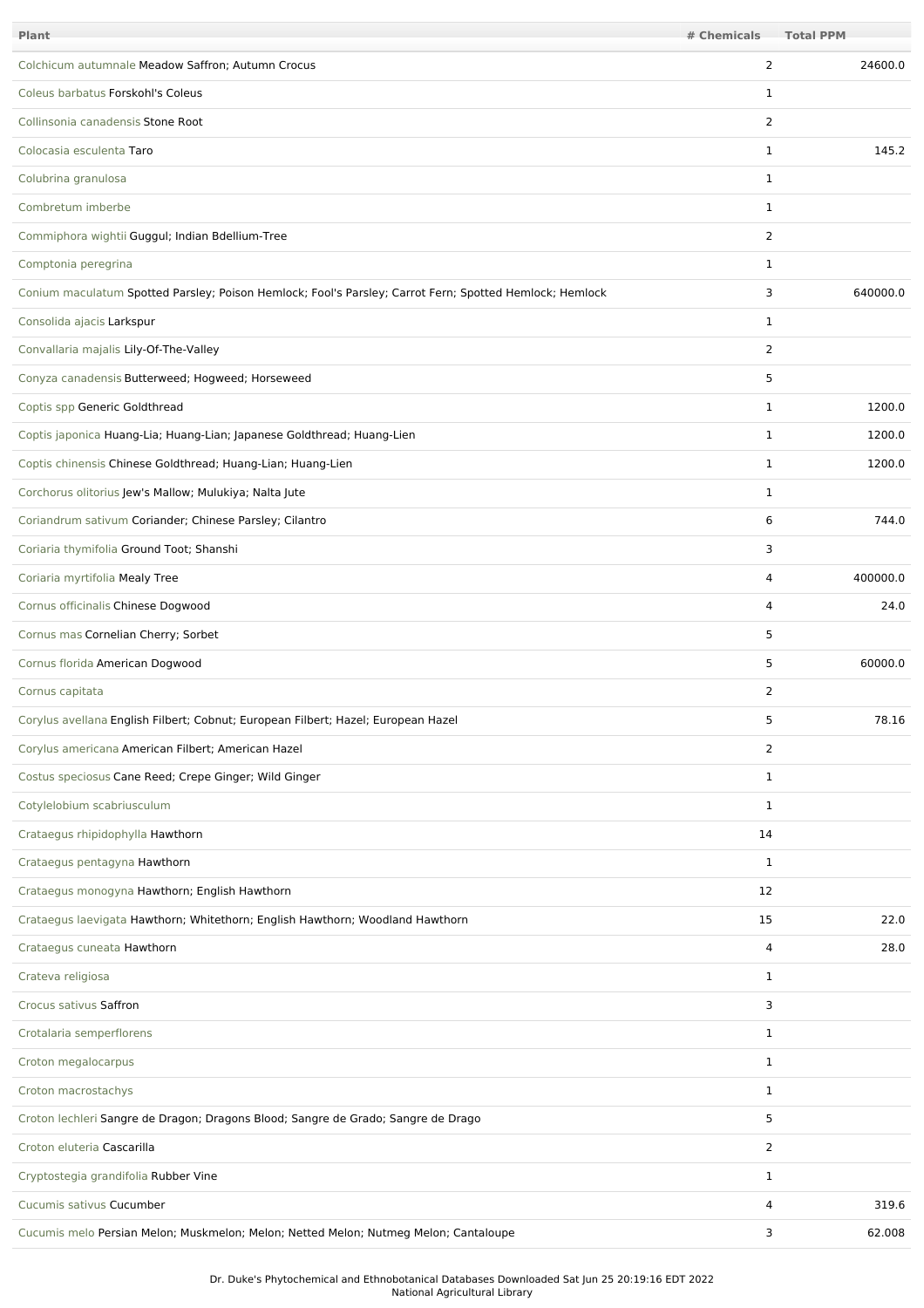| Plant | # Chemicals | Total PPM |
|---|---|---|
| Colchicum autumnale Meadow Saffron; Autumn Crocus | 2 | 24600.0 |
| Coleus barbatus Forskohl's Coleus | 1 | |
| Collinsonia canadensis Stone Root | 2 | |
| Colocasia esculenta Taro | 1 | 145.2 |
| Colubrina granulosa | 1 | |
| Combretum imberbe | 1 | |
| Commiphora wightii Guggul; Indian Bdellium-Tree | 2 | |
| Comptonia peregrina | 1 | |
| Conium maculatum Spotted Parsley; Poison Hemlock; Fool's Parsley; Carrot Fern; Spotted Hemlock; Hemlock | 3 | 640000.0 |
| Consolida ajacis Larkspur | 1 | |
| Convallaria majalis Lily-Of-The-Valley | 2 | |
| Conyza canadensis Butterweed; Hogweed; Horseweed | 5 | |
| Coptis spp Generic Goldthread | 1 | 1200.0 |
| Coptis japonica Huang-Lia; Huang-Lian; Japanese Goldthread; Huang-Lien | 1 | 1200.0 |
| Coptis chinensis Chinese Goldthread; Huang-Lian; Huang-Lien | 1 | 1200.0 |
| Corchorus olitorius Jew's Mallow; Mulukiya; Nalta Jute | 1 | |
| Coriandrum sativum Coriander; Chinese Parsley; Cilantro | 6 | 744.0 |
| Coriaria thymifolia Ground Toot; Shanshi | 3 | |
| Coriaria myrtifolia Mealy Tree | 4 | 400000.0 |
| Cornus officinalis Chinese Dogwood | 4 | 24.0 |
| Cornus mas Cornelian Cherry; Sorbet | 5 | |
| Cornus florida American Dogwood | 5 | 60000.0 |
| Cornus capitata | 2 | |
| Corylus avellana English Filbert; Cobnut; European Filbert; Hazel; European Hazel | 5 | 78.16 |
| Corylus americana American Filbert; American Hazel | 2 | |
| Costus speciosus Cane Reed; Crepe Ginger; Wild Ginger | 1 | |
| Cotylelobium scabriusculum | 1 | |
| Crataegus rhipidophylla Hawthorn | 14 | |
| Crataegus pentagyna Hawthorn | 1 | |
| Crataegus monogyna Hawthorn; English Hawthorn | 12 | |
| Crataegus laevigata Hawthorn; Whitethorn; English Hawthorn; Woodland Hawthorn | 15 | 22.0 |
| Crataegus cuneata Hawthorn | 4 | 28.0 |
| Crateva religiosa | 1 | |
| Crocus sativus Saffron | 3 | |
| Crotalaria semperflorens | 1 | |
| Croton megalocarpus | 1 | |
| Croton macrostachys | 1 | |
| Croton lechleri Sangre de Dragon; Dragons Blood; Sangre de Grado; Sangre de Drago | 5 | |
| Croton eluteria Cascarilla | 2 | |
| Cryptostegia grandifolia Rubber Vine | 1 | |
| Cucumis sativus Cucumber | 4 | 319.6 |
| Cucumis melo Persian Melon; Muskmelon; Melon; Netted Melon; Nutmeg Melon; Cantaloupe | 3 | 62.008 |

Dr. Duke's Phytochemical and Ethnobotanical Databases Downloaded Sat Jun 25 20:19:16 EDT 2022
National Agricultural Library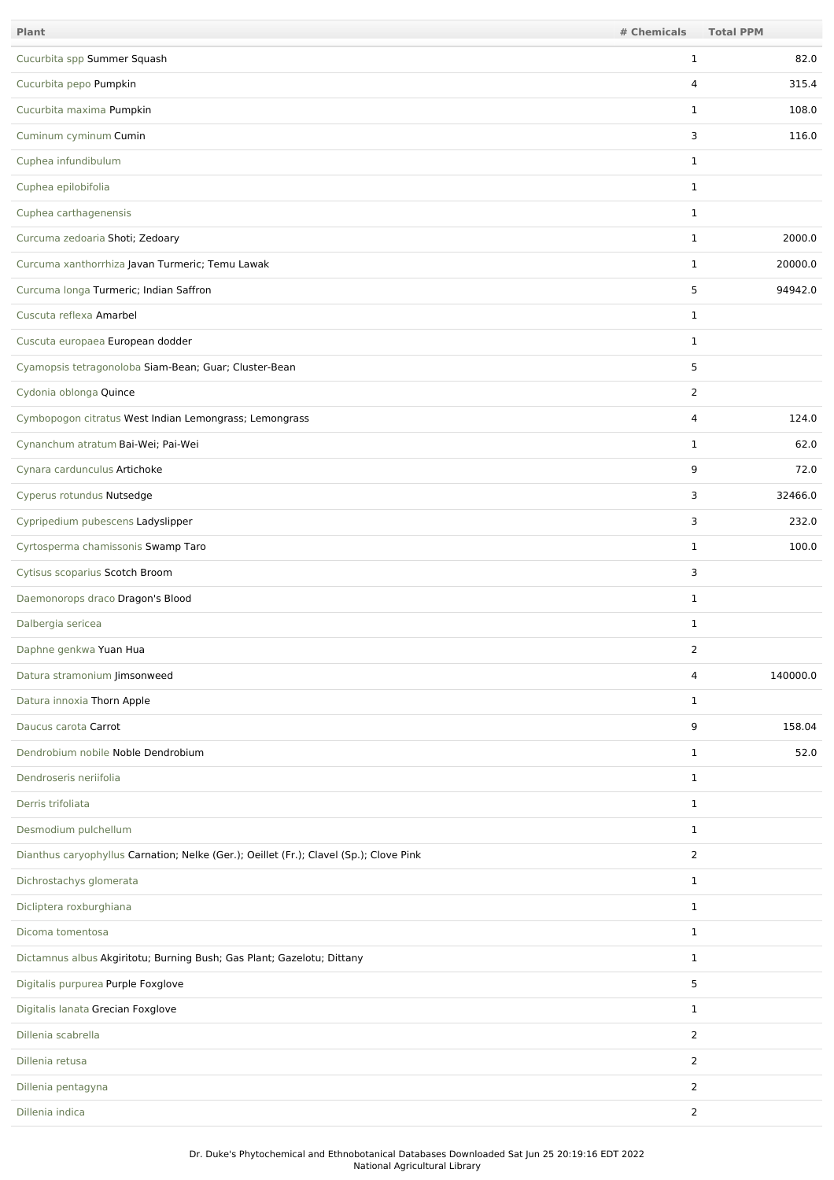| Plant | # Chemicals | Total PPM |
|---|---|---|
| Cucurbita spp Summer Squash | 1 | 82.0 |
| Cucurbita pepo Pumpkin | 4 | 315.4 |
| Cucurbita maxima Pumpkin | 1 | 108.0 |
| Cuminum cyminum Cumin | 3 | 116.0 |
| Cuphea infundibulum | 1 | |
| Cuphea epilobifolia | 1 | |
| Cuphea carthagenensis | 1 | |
| Curcuma zedoaria Shoti; Zedoary | 1 | 2000.0 |
| Curcuma xanthorrhiza Javan Turmeric; Temu Lawak | 1 | 20000.0 |
| Curcuma longa Turmeric; Indian Saffron | 5 | 94942.0 |
| Cuscuta reflexa Amarbel | 1 | |
| Cuscuta europaea European dodder | 1 | |
| Cyamopsis tetragonoloba Siam-Bean; Guar; Cluster-Bean | 5 | |
| Cydonia oblonga Quince | 2 | |
| Cymbopogon citratus West Indian Lemongrass; Lemongrass | 4 | 124.0 |
| Cynanchum atratum Bai-Wei; Pai-Wei | 1 | 62.0 |
| Cynara cardunculus Artichoke | 9 | 72.0 |
| Cyperus rotundus Nutsedge | 3 | 32466.0 |
| Cypripedium pubescens Ladyslipper | 3 | 232.0 |
| Cyrtosperma chamissonis Swamp Taro | 1 | 100.0 |
| Cytisus scoparius Scotch Broom | 3 | |
| Daemonorops draco Dragon's Blood | 1 | |
| Dalbergia sericea | 1 | |
| Daphne genkwa Yuan Hua | 2 | |
| Datura stramonium Jimsonweed | 4 | 140000.0 |
| Datura innoxia Thorn Apple | 1 | |
| Daucus carota Carrot | 9 | 158.04 |
| Dendrobium nobile Noble Dendrobium | 1 | 52.0 |
| Dendroseris neriifolia | 1 | |
| Derris trifoliata | 1 | |
| Desmodium pulchellum | 1 | |
| Dianthus caryophyllus Carnation; Nelke (Ger.); Oeillet (Fr.); Clavel (Sp.); Clove Pink | 2 | |
| Dichrostachys glomerata | 1 | |
| Dicliptera roxburghiana | 1 | |
| Dicoma tomentosa | 1 | |
| Dictamnus albus Akgiritotu; Burning Bush; Gas Plant; Gazelotu; Dittany | 1 | |
| Digitalis purpurea Purple Foxglove | 5 | |
| Digitalis lanata Grecian Foxglove | 1 | |
| Dillenia scabrella | 2 | |
| Dillenia retusa | 2 | |
| Dillenia pentagyna | 2 | |
| Dillenia indica | 2 | |

Dr. Duke's Phytochemical and Ethnobotanical Databases Downloaded Sat Jun 25 20:19:16 EDT 2022
National Agricultural Library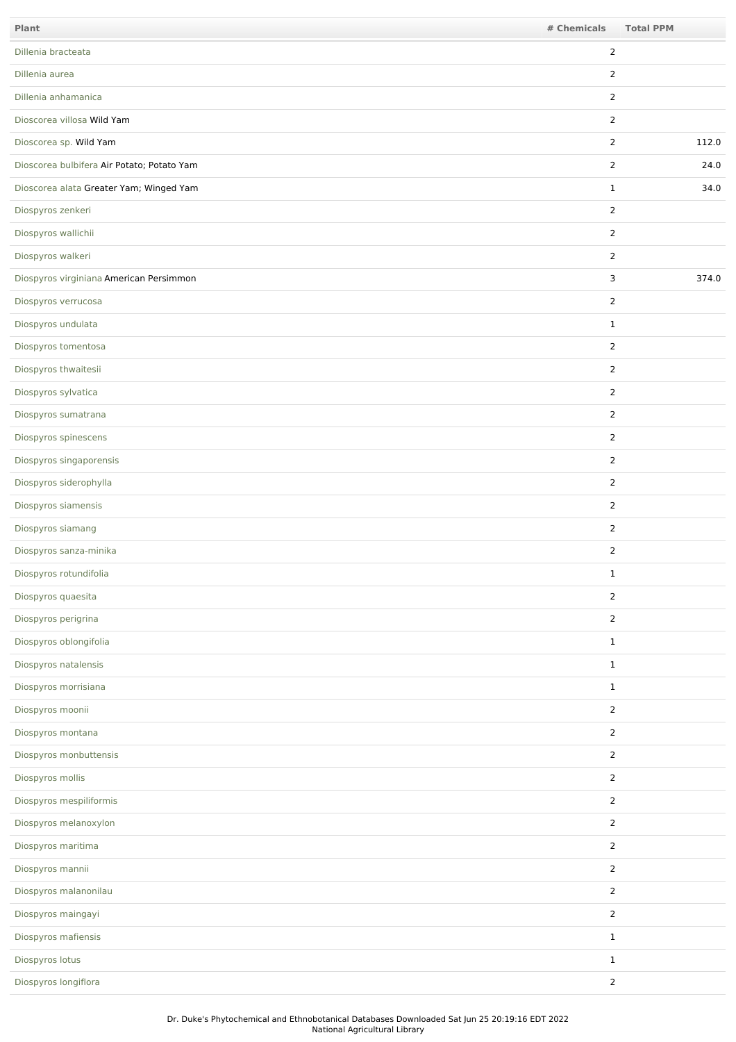| Plant | # Chemicals | Total PPM |
| --- | --- | --- |
| Dillenia bracteata | 2 | |
| Dillenia aurea | 2 | |
| Dillenia anhamanica | 2 | |
| Dioscorea villosa Wild Yam | 2 | |
| Dioscorea sp. Wild Yam | 2 | 112.0 |
| Dioscorea bulbifera Air Potato; Potato Yam | 2 | 24.0 |
| Dioscorea alata Greater Yam; Winged Yam | 1 | 34.0 |
| Diospyros zenkeri | 2 | |
| Diospyros wallichii | 2 | |
| Diospyros walkeri | 2 | |
| Diospyros virginiana American Persimmon | 3 | 374.0 |
| Diospyros verrucosa | 2 | |
| Diospyros undulata | 1 | |
| Diospyros tomentosa | 2 | |
| Diospyros thwaitesii | 2 | |
| Diospyros sylvatica | 2 | |
| Diospyros sumatrana | 2 | |
| Diospyros spinescens | 2 | |
| Diospyros singaporensis | 2 | |
| Diospyros siderophylla | 2 | |
| Diospyros siamensis | 2 | |
| Diospyros siamang | 2 | |
| Diospyros sanza-minika | 2 | |
| Diospyros rotundifolia | 1 | |
| Diospyros quaesita | 2 | |
| Diospyros perigrina | 2 | |
| Diospyros oblongifolia | 1 | |
| Diospyros natalensis | 1 | |
| Diospyros morrisiana | 1 | |
| Diospyros moonii | 2 | |
| Diospyros montana | 2 | |
| Diospyros monbuttensis | 2 | |
| Diospyros mollis | 2 | |
| Diospyros mespiliformis | 2 | |
| Diospyros melanoxylon | 2 | |
| Diospyros maritima | 2 | |
| Diospyros mannii | 2 | |
| Diospyros malanonilau | 2 | |
| Diospyros maingayi | 2 | |
| Diospyros mafiensis | 1 | |
| Diospyros lotus | 1 | |
| Diospyros longiflora | 2 | |

Dr. Duke's Phytochemical and Ethnobotanical Databases Downloaded Sat Jun 25 20:19:16 EDT 2022
National Agricultural Library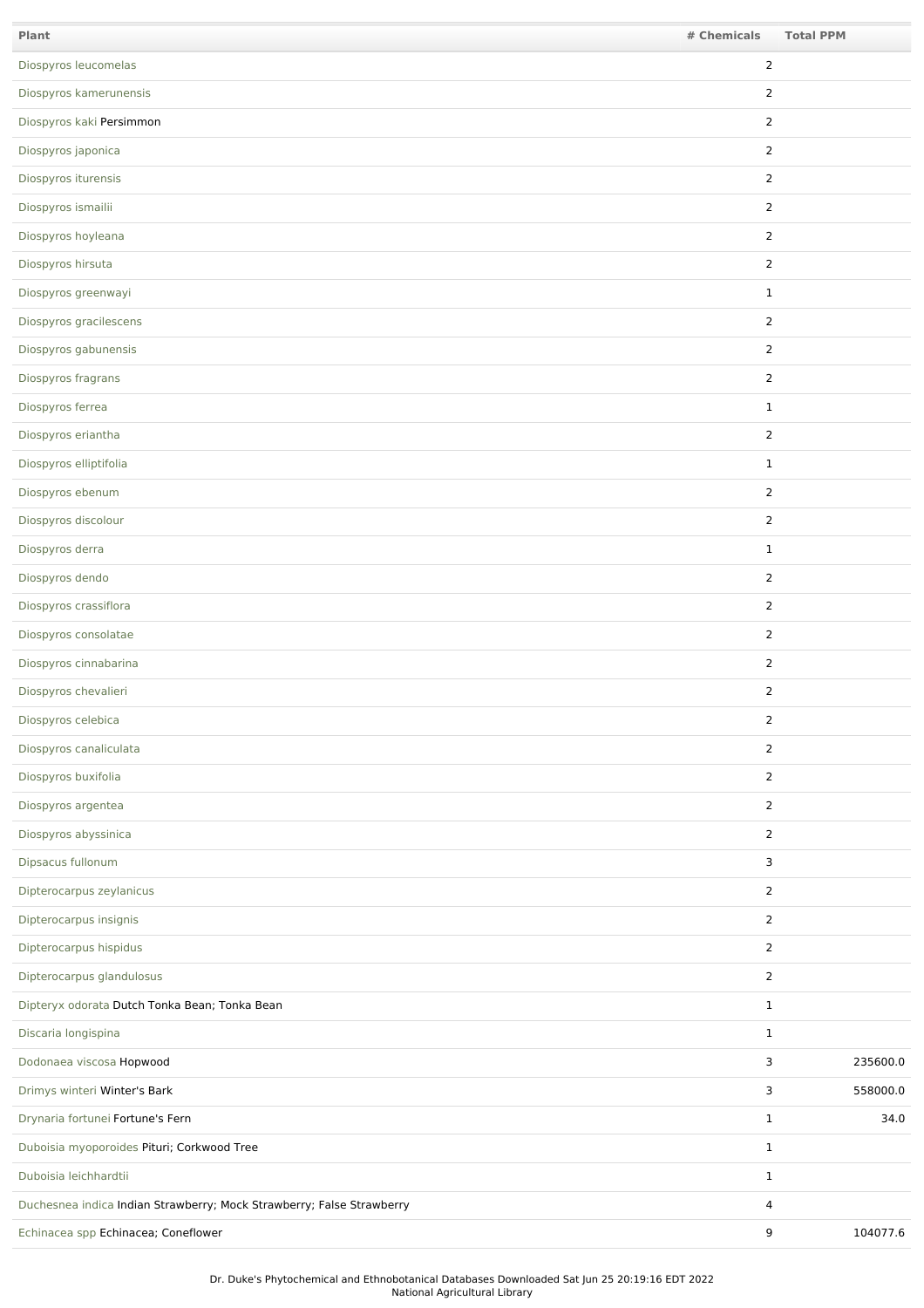| Plant | # Chemicals | Total PPM |
| --- | --- | --- |
| Diospyros leucomelas | 2 | |
| Diospyros kamerunensis | 2 | |
| Diospyros kaki Persimmon | 2 | |
| Diospyros japonica | 2 | |
| Diospyros iturensis | 2 | |
| Diospyros ismailii | 2 | |
| Diospyros hoyleana | 2 | |
| Diospyros hirsuta | 2 | |
| Diospyros greenwayi | 1 | |
| Diospyros gracilescens | 2 | |
| Diospyros gabunensis | 2 | |
| Diospyros fragrans | 2 | |
| Diospyros ferrea | 1 | |
| Diospyros eriantha | 2 | |
| Diospyros elliptifolia | 1 | |
| Diospyros ebenum | 2 | |
| Diospyros discolour | 2 | |
| Diospyros derra | 1 | |
| Diospyros dendo | 2 | |
| Diospyros crassiflora | 2 | |
| Diospyros consolatae | 2 | |
| Diospyros cinnabarina | 2 | |
| Diospyros chevalieri | 2 | |
| Diospyros celebica | 2 | |
| Diospyros canaliculata | 2 | |
| Diospyros buxifolia | 2 | |
| Diospyros argentea | 2 | |
| Diospyros abyssinica | 2 | |
| Dipsacus fullonum | 3 | |
| Dipterocarpus zeylanicus | 2 | |
| Dipterocarpus insignis | 2 | |
| Dipterocarpus hispidus | 2 | |
| Dipterocarpus glandulosus | 2 | |
| Dipteryx odorata Dutch Tonka Bean; Tonka Bean | 1 | |
| Discaria longispina | 1 | |
| Dodonaea viscosa Hopwood | 3 | 235600.0 |
| Drimys winteri Winter's Bark | 3 | 558000.0 |
| Drynaria fortunei Fortune's Fern | 1 | 34.0 |
| Duboisia myoporoides Pituri; Corkwood Tree | 1 | |
| Duboisia leichhardtii | 1 | |
| Duchesnea indica Indian Strawberry; Mock Strawberry; False Strawberry | 4 | |
| Echinacea spp Echinacea; Coneflower | 9 | 104077.6 |

Dr. Duke's Phytochemical and Ethnobotanical Databases Downloaded Sat Jun 25 20:19:16 EDT 2022
National Agricultural Library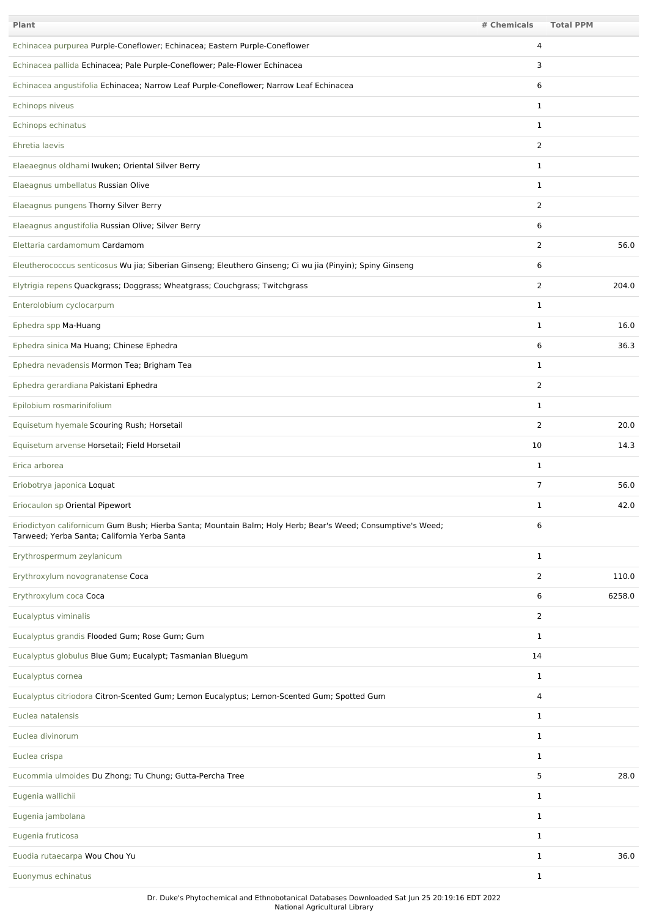| Plant | # Chemicals | Total PPM |
|---|---|---|
| Echinacea purpurea Purple-Coneflower; Echinacea; Eastern Purple-Coneflower | 4 | |
| Echinacea pallida Echinacea; Pale Purple-Coneflower; Pale-Flower Echinacea | 3 | |
| Echinacea angustifolia Echinacea; Narrow Leaf Purple-Coneflower; Narrow Leaf Echinacea | 6 | |
| Echinops niveus | 1 | |
| Echinops echinatus | 1 | |
| Ehretia laevis | 2 | |
| Elaeaegnus oldhami Iwuken; Oriental Silver Berry | 1 | |
| Elaeagnus umbellatus Russian Olive | 1 | |
| Elaeagnus pungens Thorny Silver Berry | 2 | |
| Elaeagnus angustifolia Russian Olive; Silver Berry | 6 | |
| Elettaria cardamomum Cardamom | 2 | 56.0 |
| Eleutherococcus senticosus Wu jia; Siberian Ginseng; Eleuthero Ginseng; Ci wu jia (Pinyin); Spiny Ginseng | 6 | |
| Elytrigia repens Quackgrass; Doggrass; Wheatgrass; Couchgrass; Twitchgrass | 2 | 204.0 |
| Enterolobium cyclocarpum | 1 | |
| Ephedra spp Ma-Huang | 1 | 16.0 |
| Ephedra sinica Ma Huang; Chinese Ephedra | 6 | 36.3 |
| Ephedra nevadensis Mormon Tea; Brigham Tea | 1 | |
| Ephedra gerardiana Pakistani Ephedra | 2 | |
| Epilobium rosmarinifolium | 1 | |
| Equisetum hyemale Scouring Rush; Horsetail | 2 | 20.0 |
| Equisetum arvense Horsetail; Field Horsetail | 10 | 14.3 |
| Erica arborea | 1 | |
| Eriobotrya japonica Loquat | 7 | 56.0 |
| Eriocaulon sp Oriental Pipewort | 1 | 42.0 |
| Eriodictyon californicum Gum Bush; Hierba Santa; Mountain Balm; Holy Herb; Bear's Weed; Consumptive's Weed; Tarweed; Yerba Santa; California Yerba Santa | 6 | |
| Erythrospermum zeylanicum | 1 | |
| Erythroxylum novogranatense Coca | 2 | 110.0 |
| Erythroxylum coca Coca | 6 | 6258.0 |
| Eucalyptus viminalis | 2 | |
| Eucalyptus grandis Flooded Gum; Rose Gum; Gum | 1 | |
| Eucalyptus globulus Blue Gum; Eucalypt; Tasmanian Bluegum | 14 | |
| Eucalyptus cornea | 1 | |
| Eucalyptus citriodora Citron-Scented Gum; Lemon Eucalyptus; Lemon-Scented Gum; Spotted Gum | 4 | |
| Euclea natalensis | 1 | |
| Euclea divinorum | 1 | |
| Euclea crispa | 1 | |
| Eucommia ulmoides Du Zhong; Tu Chung; Gutta-Percha Tree | 5 | 28.0 |
| Eugenia wallichii | 1 | |
| Eugenia jambolana | 1 | |
| Eugenia fruticosa | 1 | |
| Euodia rutaecarpa Wou Chou Yu | 1 | 36.0 |
| Euonymus echinatus | 1 | |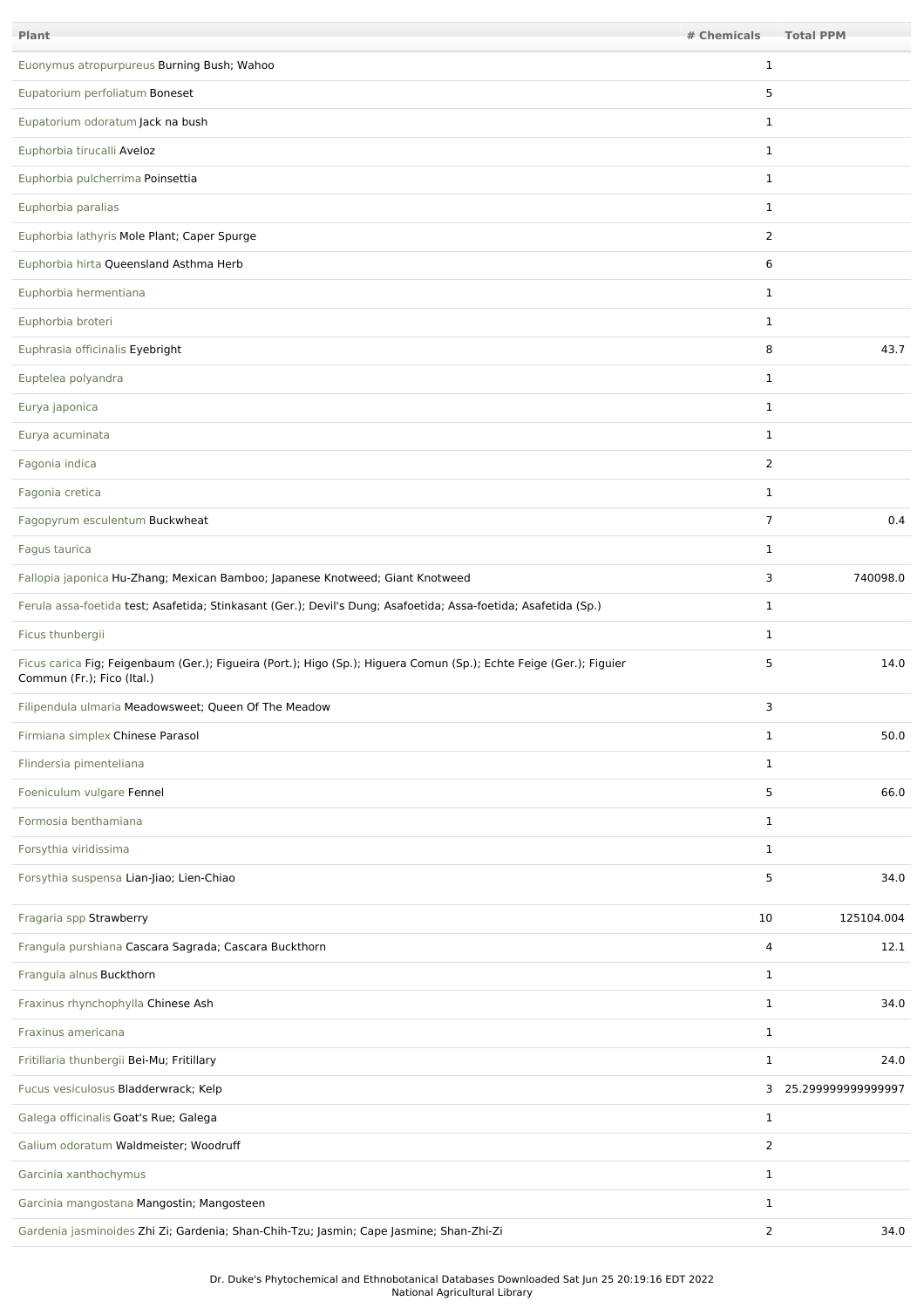| Plant | # Chemicals | Total PPM |
|---|---|---|
| Euonymus atropurpureus Burning Bush; Wahoo | 1 | |
| Eupatorium perfoliatum Boneset | 5 | |
| Eupatorium odoratum Jack na bush | 1 | |
| Euphorbia tirucalli Aveloz | 1 | |
| Euphorbia pulcherrima Poinsettia | 1 | |
| Euphorbia paralias | 1 | |
| Euphorbia lathyris Mole Plant; Caper Spurge | 2 | |
| Euphorbia hirta Queensland Asthma Herb | 6 | |
| Euphorbia hermentiana | 1 | |
| Euphorbia broteri | 1 | |
| Euphrasia officinalis Eyebright | 8 | 43.7 |
| Euptelea polyandra | 1 | |
| Eurya japonica | 1 | |
| Eurya acuminata | 1 | |
| Fagonia indica | 2 | |
| Fagonia cretica | 1 | |
| Fagopyrum esculentum Buckwheat | 7 | 0.4 |
| Fagus taurica | 1 | |
| Fallopia japonica Hu-Zhang; Mexican Bamboo; Japanese Knotweed; Giant Knotweed | 3 | 740098.0 |
| Ferula assa-foetida test; Asafetida; Stinkasant (Ger.); Devil's Dung; Asafoetida; Assa-foetida; Asafetida (Sp.) | 1 | |
| Ficus thunbergii | 1 | |
| Ficus carica Fig; Feigenbaum (Ger.); Figueira (Port.); Higo (Sp.); Higuera Comun (Sp.); Echte Feige (Ger.); Figuier Commun (Fr.); Fico (Ital.) | 5 | 14.0 |
| Filipendula ulmaria Meadowsweet; Queen Of The Meadow | 3 | |
| Firmiana simplex Chinese Parasol | 1 | 50.0 |
| Flindersia pimenteliana | 1 | |
| Foeniculum vulgare Fennel | 5 | 66.0 |
| Formosia benthamiana | 1 | |
| Forsythia viridissima | 1 | |
| Forsythia suspensa Lian-Jiao; Lien-Chiao | 5 | 34.0 |
| Fragaria spp Strawberry | 10 | 125104.004 |
| Frangula purshiana Cascara Sagrada; Cascara Buckthorn | 4 | 12.1 |
| Frangula alnus Buckthorn | 1 | |
| Fraxinus rhynchophylla Chinese Ash | 1 | 34.0 |
| Fraxinus americana | 1 | |
| Fritillaria thunbergii Bei-Mu; Fritillary | 1 | 24.0 |
| Fucus vesiculosus Bladderwrack; Kelp | 3 | 25.299999999999997 |
| Galega officinalis Goat's Rue; Galega | 1 | |
| Galium odoratum Waldmeister; Woodruff | 2 | |
| Garcinia xanthochymus | 1 | |
| Garcinia mangostana Mangostin; Mangosteen | 1 | |
| Gardenia jasminoides Zhi Zi; Gardenia; Shan-Chih-Tzu; Jasmin; Cape Jasmine; Shan-Zhi-Zi | 2 | 34.0 |

Dr. Duke's Phytochemical and Ethnobotanical Databases Downloaded Sat Jun 25 20:19:16 EDT 2022
National Agricultural Library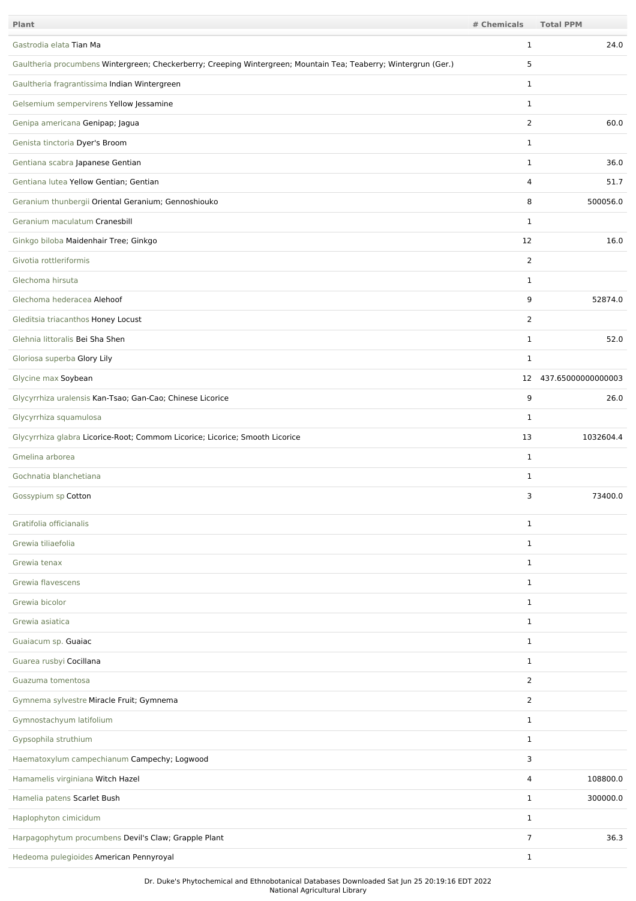| Plant | # Chemicals | Total PPM |
| --- | --- | --- |
| Gastrodia elata Tian Ma | 1 | 24.0 |
| Gaultheria procumbens Wintergreen; Checkerberry; Creeping Wintergreen; Mountain Tea; Teaberry; Wintergrun (Ger.) | 5 | |
| Gaultheria fragrantissima Indian Wintergreen | 1 | |
| Gelsemium sempervirens Yellow Jessamine | 1 | |
| Genipa americana Genipap; Jagua | 2 | 60.0 |
| Genista tinctoria Dyer's Broom | 1 | |
| Gentiana scabra Japanese Gentian | 1 | 36.0 |
| Gentiana lutea Yellow Gentian; Gentian | 4 | 51.7 |
| Geranium thunbergii Oriental Geranium; Gennoshiouko | 8 | 500056.0 |
| Geranium maculatum Cranesbill | 1 | |
| Ginkgo biloba Maidenhair Tree; Ginkgo | 12 | 16.0 |
| Givotia rottleriformis | 2 | |
| Glechoma hirsuta | 1 | |
| Glechoma hederacea Alehoof | 9 | 52874.0 |
| Gleditsia triacanthos Honey Locust | 2 | |
| Glehnia littoralis Bei Sha Shen | 1 | 52.0 |
| Gloriosa superba Glory Lily | 1 | |
| Glycine max Soybean | 12 | 437.65000000000003 |
| Glycyrrhiza uralensis Kan-Tsao; Gan-Cao; Chinese Licorice | 9 | 26.0 |
| Glycyrrhiza squamulosa | 1 | |
| Glycyrrhiza glabra Licorice-Root; Commom Licorice; Licorice; Smooth Licorice | 13 | 1032604.4 |
| Gmelina arborea | 1 | |
| Gochnatia blanchetiana | 1 | |
| Gossypium sp Cotton | 3 | 73400.0 |
| Gratifolia officianalis | 1 | |
| Grewia tiliaefolia | 1 | |
| Grewia tenax | 1 | |
| Grewia flavescens | 1 | |
| Grewia bicolor | 1 | |
| Grewia asiatica | 1 | |
| Guaiacum sp. Guaiac | 1 | |
| Guarea rusbyi Cocillana | 1 | |
| Guazuma tomentosa | 2 | |
| Gymnema sylvestre Miracle Fruit; Gymnema | 2 | |
| Gymnostachyum latifolium | 1 | |
| Gypsophila struthium | 1 | |
| Haematoxylum campechianum Campechy; Logwood | 3 | |
| Hamamelis virginiana Witch Hazel | 4 | 108800.0 |
| Hamelia patens Scarlet Bush | 1 | 300000.0 |
| Haplophyton cimicidum | 1 | |
| Harpagophytum procumbens Devil's Claw; Grapple Plant | 7 | 36.3 |
| Hedeoma pulegioides American Pennyroyal | 1 | |

Dr. Duke's Phytochemical and Ethnobotanical Databases Downloaded Sat Jun 25 20:19:16 EDT 2022
National Agricultural Library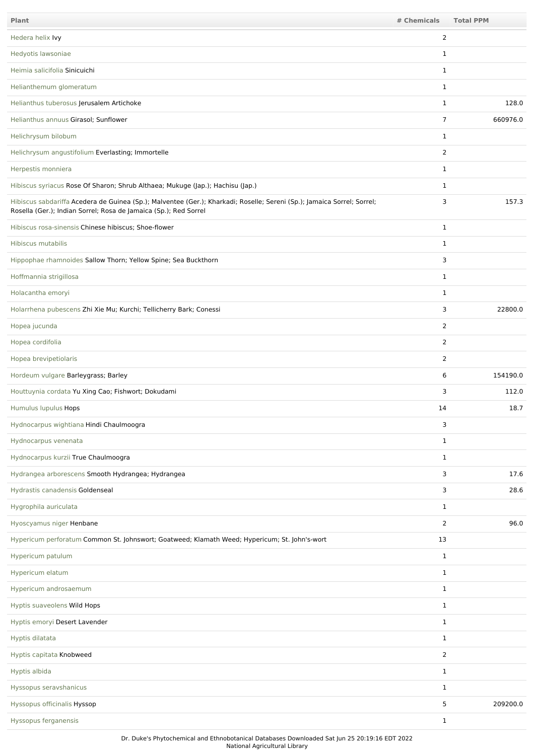| Plant | # Chemicals | Total PPM |
| --- | --- | --- |
| Hedera helix Ivy | 2 | |
| Hedyotis lawsoniae | 1 | |
| Heimia salicifolia Sinicuichi | 1 | |
| Helianthemum glomeratum | 1 | |
| Helianthus tuberosus Jerusalem Artichoke | 1 | 128.0 |
| Helianthus annuus Girasol; Sunflower | 7 | 660976.0 |
| Helichrysum bilobum | 1 | |
| Helichrysum angustifolium Everlasting; Immortelle | 2 | |
| Herpestis monniera | 1 | |
| Hibiscus syriacus Rose Of Sharon; Shrub Althaea; Mukuge (Jap.); Hachisu (Jap.) | 1 | |
| Hibiscus sabdariffa Acedera de Guinea (Sp.); Malventee (Ger.); Kharkadi; Roselle; Sereni (Sp.); Jamaica Sorrel; Sorrel; Rosella (Ger.); Indian Sorrel; Rosa de Jamaica (Sp.); Red Sorrel | 3 | 157.3 |
| Hibiscus rosa-sinensis Chinese hibiscus; Shoe-flower | 1 | |
| Hibiscus mutabilis | 1 | |
| Hippophae rhamnoides Sallow Thorn; Yellow Spine; Sea Buckthorn | 3 | |
| Hoffmannia strigillosa | 1 | |
| Holacantha emoryi | 1 | |
| Holarrhena pubescens Zhi Xie Mu; Kurchi; Tellicherry Bark; Conessi | 3 | 22800.0 |
| Hopea jucunda | 2 | |
| Hopea cordifolia | 2 | |
| Hopea brevipetiolaris | 2 | |
| Hordeum vulgare Barleygrass; Barley | 6 | 154190.0 |
| Houttuynia cordata Yu Xing Cao; Fishwort; Dokudami | 3 | 112.0 |
| Humulus lupulus Hops | 14 | 18.7 |
| Hydnocarpus wightiana Hindi Chaulmoogra | 3 | |
| Hydnocarpus venenata | 1 | |
| Hydnocarpus kurzii True Chaulmoogra | 1 | |
| Hydrangea arborescens Smooth Hydrangea; Hydrangea | 3 | 17.6 |
| Hydrastis canadensis Goldenseal | 3 | 28.6 |
| Hygrophila auriculata | 1 | |
| Hyoscyamus niger Henbane | 2 | 96.0 |
| Hypericum perforatum Common St. Johnswort; Goatweed; Klamath Weed; Hypericum; St. John's-wort | 13 | |
| Hypericum patulum | 1 | |
| Hypericum elatum | 1 | |
| Hypericum androsaemum | 1 | |
| Hyptis suaveolens Wild Hops | 1 | |
| Hyptis emoryi Desert Lavender | 1 | |
| Hyptis dilatata | 1 | |
| Hyptis capitata Knobweed | 2 | |
| Hyptis albida | 1 | |
| Hyssopus seravshanicus | 1 | |
| Hyssopus officinalis Hyssop | 5 | 209200.0 |
| Hyssopus ferganensis | 1 | |

Dr. Duke's Phytochemical and Ethnobotanical Databases Downloaded Sat Jun 25 20:19:16 EDT 2022
National Agricultural Library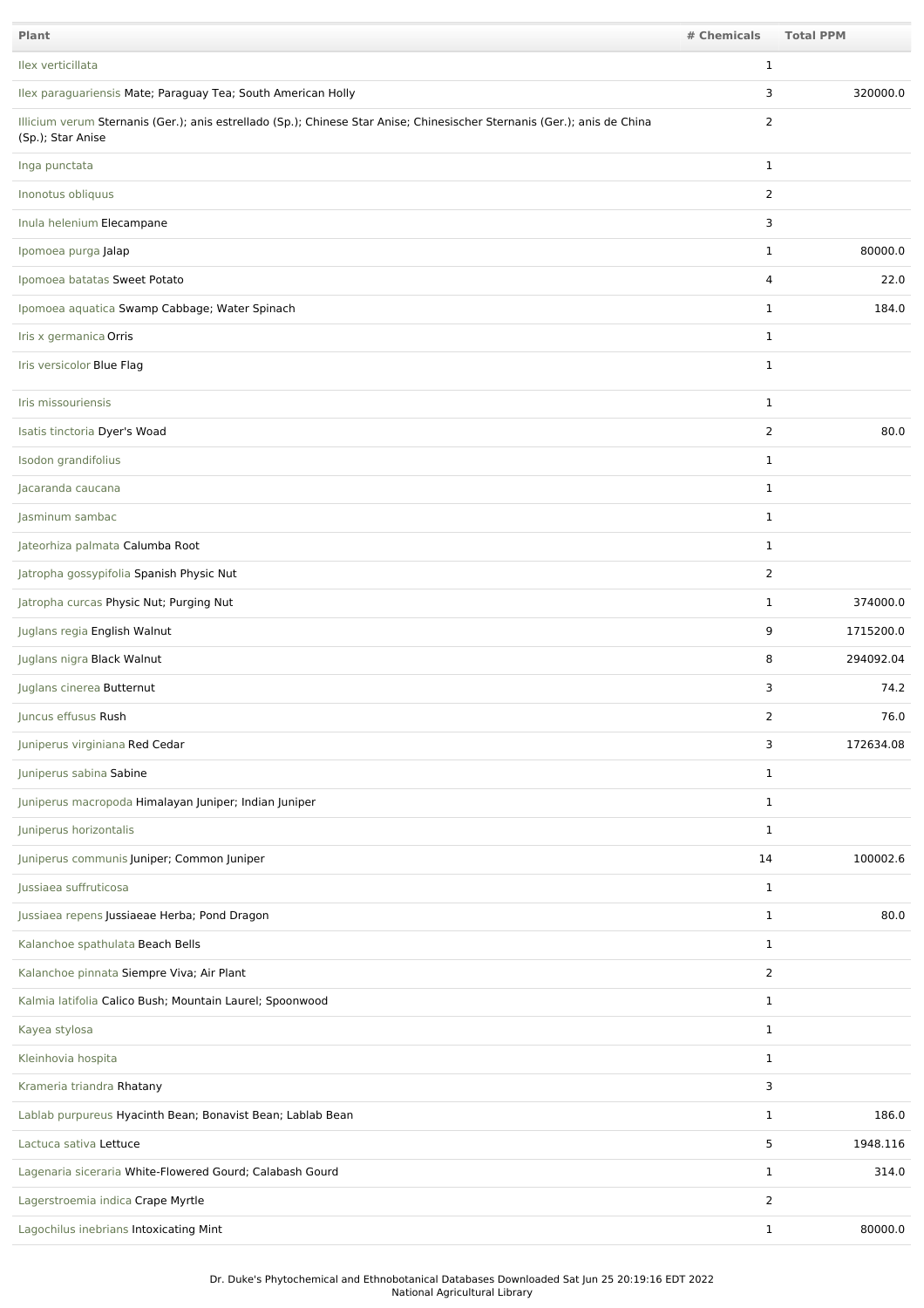| Plant | # Chemicals | Total PPM |
| --- | --- | --- |
| Ilex verticillata | 1 | |
| Ilex paraguariensis Mate; Paraguay Tea; South American Holly | 3 | 320000.0 |
| Illicium verum Sternanis (Ger.); anis estrellado (Sp.); Chinese Star Anise; Chinesischer Sternanis (Ger.); anis de China (Sp.); Star Anise | 2 | |
| Inga punctata | 1 | |
| Inonotus obliquus | 2 | |
| Inula helenium Elecampane | 3 | |
| Ipomoea purga Jalap | 1 | 80000.0 |
| Ipomoea batatas Sweet Potato | 4 | 22.0 |
| Ipomoea aquatica Swamp Cabbage; Water Spinach | 1 | 184.0 |
| Iris x germanica Orris | 1 | |
| Iris versicolor Blue Flag | 1 | |
| Iris missouriensis | 1 | |
| Isatis tinctoria Dyer's Woad | 2 | 80.0 |
| Isodon grandifolius | 1 | |
| Jacaranda caucana | 1 | |
| Jasminum sambac | 1 | |
| Jateorhiza palmata Calumba Root | 1 | |
| Jatropha gossypifolia Spanish Physic Nut | 2 | |
| Jatropha curcas Physic Nut; Purging Nut | 1 | 374000.0 |
| Juglans regia English Walnut | 9 | 1715200.0 |
| Juglans nigra Black Walnut | 8 | 294092.04 |
| Juglans cinerea Butternut | 3 | 74.2 |
| Juncus effusus Rush | 2 | 76.0 |
| Juniperus virginiana Red Cedar | 3 | 172634.08 |
| Juniperus sabina Sabine | 1 | |
| Juniperus macropoda Himalayan Juniper; Indian Juniper | 1 | |
| Juniperus horizontalis | 1 | |
| Juniperus communis Juniper; Common Juniper | 14 | 100002.6 |
| Jussiaea suffruticosa | 1 | |
| Jussiaea repens Jussiaeae Herba; Pond Dragon | 1 | 80.0 |
| Kalanchoe spathulata Beach Bells | 1 | |
| Kalanchoe pinnata Siempre Viva; Air Plant | 2 | |
| Kalmia latifolia Calico Bush; Mountain Laurel; Spoonwood | 1 | |
| Kayea stylosa | 1 | |
| Kleinhovia hospita | 1 | |
| Krameria triandra Rhatany | 3 | |
| Lablab purpureus Hyacinth Bean; Bonavist Bean; Lablab Bean | 1 | 186.0 |
| Lactuca sativa Lettuce | 5 | 1948.116 |
| Lagenaria siceraria White-Flowered Gourd; Calabash Gourd | 1 | 314.0 |
| Lagerstroemia indica Crape Myrtle | 2 | |
| Lagochilus inebrians Intoxicating Mint | 1 | 80000.0 |

Dr. Duke's Phytochemical and Ethnobotanical Databases Downloaded Sat Jun 25 20:19:16 EDT 2022
National Agricultural Library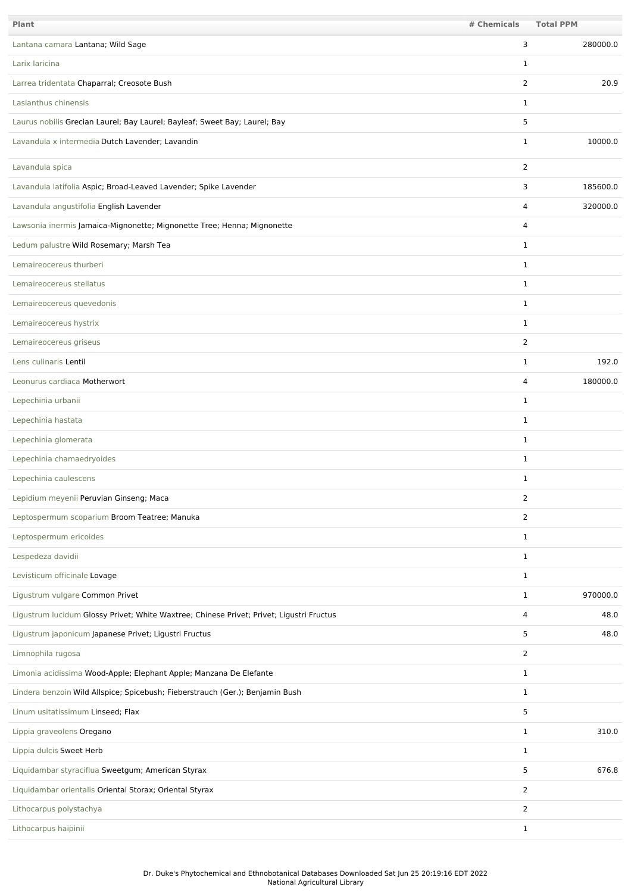| Plant | # Chemicals | Total PPM |
| --- | --- | --- |
| Lantana camara Lantana; Wild Sage | 3 | 280000.0 |
| Larix laricina | 1 | |
| Larrea tridentata Chaparral; Creosote Bush | 2 | 20.9 |
| Lasianthus chinensis | 1 | |
| Laurus nobilis Grecian Laurel; Bay Laurel; Bayleaf; Sweet Bay; Laurel; Bay | 5 | |
| Lavandula x intermedia Dutch Lavender; Lavandin | 1 | 10000.0 |
| Lavandula spica | 2 | |
| Lavandula latifolia Aspic; Broad-Leaved Lavender; Spike Lavender | 3 | 185600.0 |
| Lavandula angustifolia English Lavender | 4 | 320000.0 |
| Lawsonia inermis Jamaica-Mignonette; Mignonette Tree; Henna; Mignonette | 4 | |
| Ledum palustre Wild Rosemary; Marsh Tea | 1 | |
| Lemaireocereus thurberi | 1 | |
| Lemaireocereus stellatus | 1 | |
| Lemaireocereus quevedonis | 1 | |
| Lemaireocereus hystrix | 1 | |
| Lemaireocereus griseus | 2 | |
| Lens culinaris Lentil | 1 | 192.0 |
| Leonurus cardiaca Motherwort | 4 | 180000.0 |
| Lepechinia urbanii | 1 | |
| Lepechinia hastata | 1 | |
| Lepechinia glomerata | 1 | |
| Lepechinia chamaedryoides | 1 | |
| Lepechinia caulescens | 1 | |
| Lepidium meyenii Peruvian Ginseng; Maca | 2 | |
| Leptospermum scoparium Broom Teatree; Manuka | 2 | |
| Leptospermum ericoides | 1 | |
| Lespedeza davidii | 1 | |
| Levisticum officinale Lovage | 1 | |
| Ligustrum vulgare Common Privet | 1 | 970000.0 |
| Ligustrum lucidum Glossy Privet; White Waxtree; Chinese Privet; Privet; Ligustri Fructus | 4 | 48.0 |
| Ligustrum japonicum Japanese Privet; Ligustri Fructus | 5 | 48.0 |
| Limnophila rugosa | 2 | |
| Limonia acidissima Wood-Apple; Elephant Apple; Manzana De Elefante | 1 | |
| Lindera benzoin Wild Allspice; Spicebush; Fieberstrauch (Ger.); Benjamin Bush | 1 | |
| Linum usitatissimum Linseed; Flax | 5 | |
| Lippia graveolens Oregano | 1 | 310.0 |
| Lippia dulcis Sweet Herb | 1 | |
| Liquidambar styraciflua Sweetgum; American Styrax | 5 | 676.8 |
| Liquidambar orientalis Oriental Storax; Oriental Styrax | 2 | |
| Lithocarpus polystachya | 2 | |
| Lithocarpus haipinii | 1 | |

Dr. Duke's Phytochemical and Ethnobotanical Databases Downloaded Sat Jun 25 20:19:16 EDT 2022
National Agricultural Library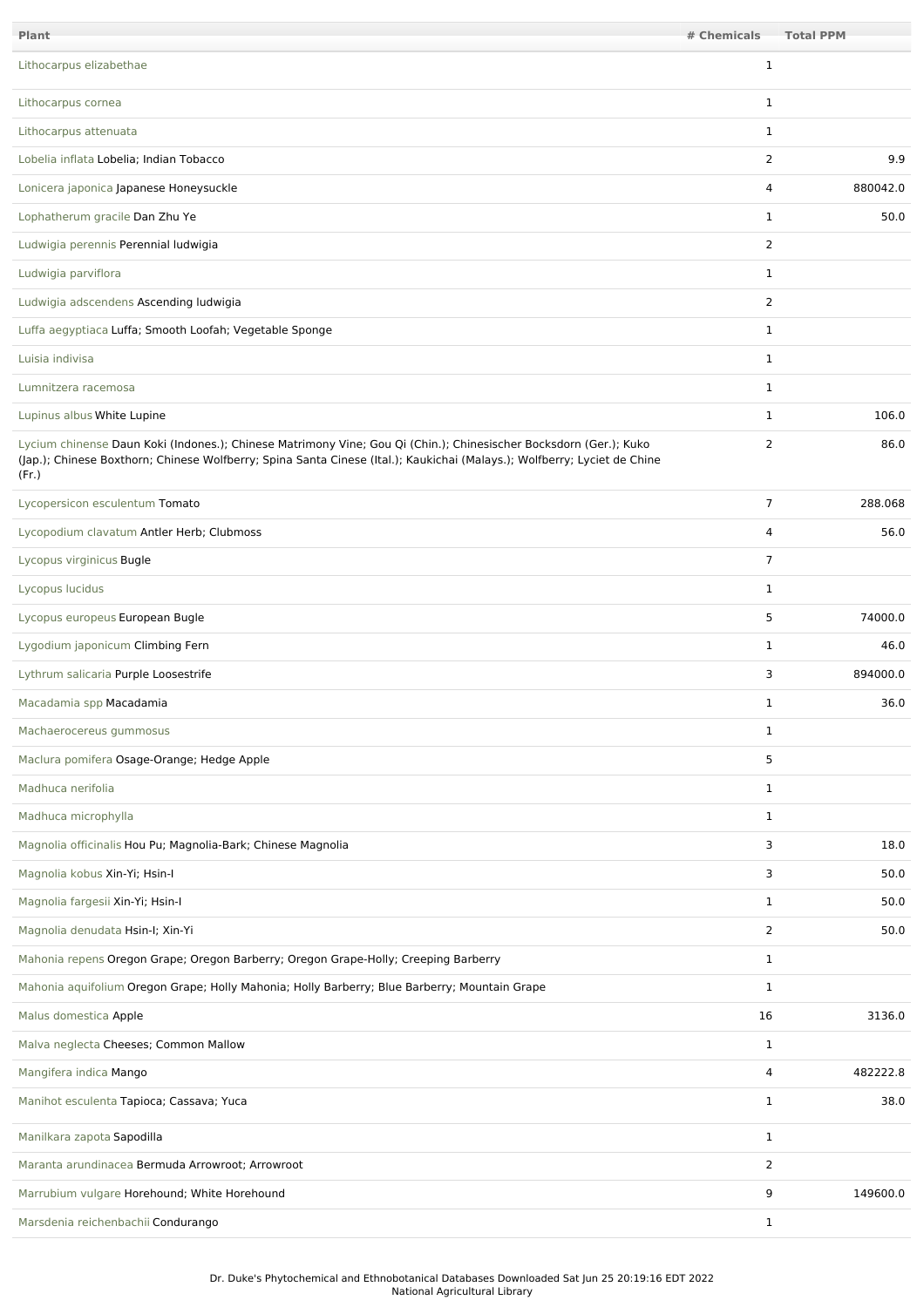| Plant | # Chemicals | Total PPM |
|---|---|---|
| Lithocarpus elizabethae | 1 | |
| Lithocarpus cornea | 1 | |
| Lithocarpus attenuata | 1 | |
| Lobelia inflata Lobelia; Indian Tobacco | 2 | 9.9 |
| Lonicera japonica Japanese Honeysuckle | 4 | 880042.0 |
| Lophatherum gracile Dan Zhu Ye | 1 | 50.0 |
| Ludwigia perennis Perennial ludwigia | 2 | |
| Ludwigia parviflora | 1 | |
| Ludwigia adscendens Ascending ludwigia | 2 | |
| Luffa aegyptiaca Luffa; Smooth Loofah; Vegetable Sponge | 1 | |
| Luisia indivisa | 1 | |
| Lumnitzera racemosa | 1 | |
| Lupinus albus White Lupine | 1 | 106.0 |
| Lycium chinense Daun Koki (Indones.); Chinese Matrimony Vine; Gou Qi (Chin.); Chinesischer Bocksdorn (Ger.); Kuko (Jap.); Chinese Boxthorn; Chinese Wolfberry; Spina Santa Cinese (Ital.); Kaukichai (Malays.); Wolfberry; Lyciet de Chine (Fr.) | 2 | 86.0 |
| Lycopersicon esculentum Tomato | 7 | 288.068 |
| Lycopodium clavatum Antler Herb; Clubmoss | 4 | 56.0 |
| Lycopus virginicus Bugle | 7 | |
| Lycopus lucidus | 1 | |
| Lycopus europeus European Bugle | 5 | 74000.0 |
| Lygodium japonicum Climbing Fern | 1 | 46.0 |
| Lythrum salicaria Purple Loosestrife | 3 | 894000.0 |
| Macadamia spp Macadamia | 1 | 36.0 |
| Machaerocereus gummosus | 1 | |
| Maclura pomifera Osage-Orange; Hedge Apple | 5 | |
| Madhuca nerifolia | 1 | |
| Madhuca microphylla | 1 | |
| Magnolia officinalis Hou Pu; Magnolia-Bark; Chinese Magnolia | 3 | 18.0 |
| Magnolia kobus Xin-Yi; Hsin-I | 3 | 50.0 |
| Magnolia fargesii Xin-Yi; Hsin-I | 1 | 50.0 |
| Magnolia denudata Hsin-I; Xin-Yi | 2 | 50.0 |
| Mahonia repens Oregon Grape; Oregon Barberry; Oregon Grape-Holly; Creeping Barberry | 1 | |
| Mahonia aquifolium Oregon Grape; Holly Mahonia; Holly Barberry; Blue Barberry; Mountain Grape | 1 | |
| Malus domestica Apple | 16 | 3136.0 |
| Malva neglecta Cheeses; Common Mallow | 1 | |
| Mangifera indica Mango | 4 | 482222.8 |
| Manihot esculenta Tapioca; Cassava; Yuca | 1 | 38.0 |
| Manilkara zapota Sapodilla | 1 | |
| Maranta arundinacea Bermuda Arrowroot; Arrowroot | 2 | |
| Marrubium vulgare Horehound; White Horehound | 9 | 149600.0 |
| Marsdenia reichenbachii Condurango | 1 | |

Dr. Duke's Phytochemical and Ethnobotanical Databases Downloaded Sat Jun 25 20:19:16 EDT 2022
National Agricultural Library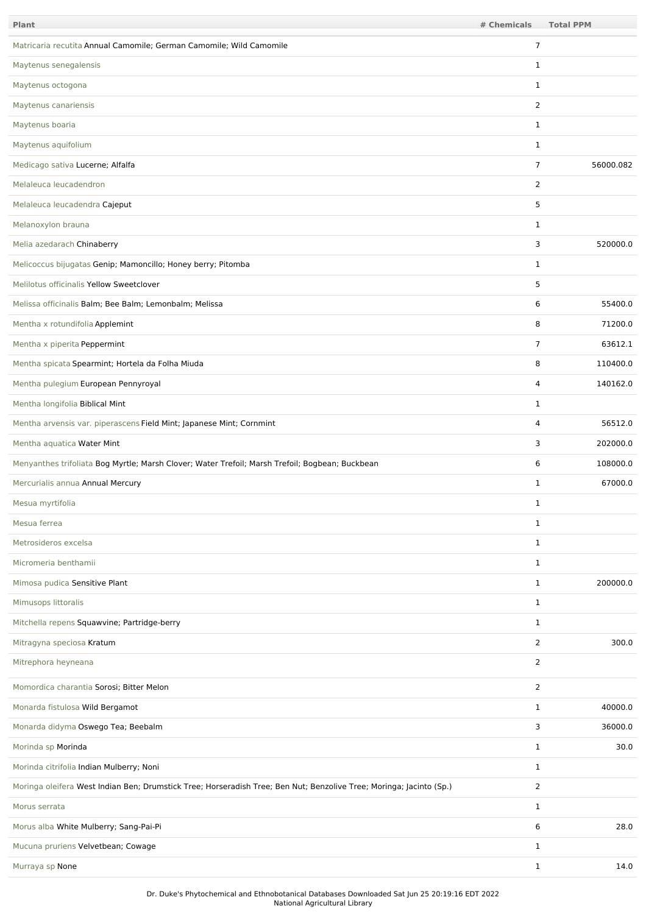| Plant | # Chemicals | Total PPM |
|---|---|---|
| Matricaria recutita Annual Camomile; German Camomile; Wild Camomile | 7 | |
| Maytenus senegalensis | 1 | |
| Maytenus octogona | 1 | |
| Maytenus canariensis | 2 | |
| Maytenus boaria | 1 | |
| Maytenus aquifolium | 1 | |
| Medicago sativa Lucerne; Alfalfa | 7 | 56000.082 |
| Melaleuca leucadendron | 2 | |
| Melaleuca leucadendra Cajeput | 5 | |
| Melanoxylon brauna | 1 | |
| Melia azedarach Chinaberry | 3 | 520000.0 |
| Melicoccus bijugatas Genip; Mamoncillo; Honey berry; Pitomba | 1 | |
| Melilotus officinalis Yellow Sweetclover | 5 | |
| Melissa officinalis Balm; Bee Balm; Lemonbalm; Melissa | 6 | 55400.0 |
| Mentha x rotundifolia Applemint | 8 | 71200.0 |
| Mentha x piperita Peppermint | 7 | 63612.1 |
| Mentha spicata Spearmint; Hortela da Folha Miuda | 8 | 110400.0 |
| Mentha pulegium European Pennyroyal | 4 | 140162.0 |
| Mentha longifolia Biblical Mint | 1 | |
| Mentha arvensis var. piperascens Field Mint; Japanese Mint; Cornmint | 4 | 56512.0 |
| Mentha aquatica Water Mint | 3 | 202000.0 |
| Menyanthes trifoliata Bog Myrtle; Marsh Clover; Water Trefoil; Marsh Trefoil; Bogbean; Buckbean | 6 | 108000.0 |
| Mercurialis annua Annual Mercury | 1 | 67000.0 |
| Mesua myrtifolia | 1 | |
| Mesua ferrea | 1 | |
| Metrosideros excelsa | 1 | |
| Micromeria benthamii | 1 | |
| Mimosa pudica Sensitive Plant | 1 | 200000.0 |
| Mimusops littoralis | 1 | |
| Mitchella repens Squawvine; Partridge-berry | 1 | |
| Mitragyna speciosa Kratum | 2 | 300.0 |
| Mitrephora heyneana | 2 | |
| Momordica charantia Sorosi; Bitter Melon | 2 | |
| Monarda fistulosa Wild Bergamot | 1 | 40000.0 |
| Monarda didyma Oswego Tea; Beebalm | 3 | 36000.0 |
| Morinda sp Morinda | 1 | 30.0 |
| Morinda citrifolia Indian Mulberry; Noni | 1 | |
| Moringa oleifera West Indian Ben; Drumstick Tree; Horseradish Tree; Ben Nut; Benzolive Tree; Moringa; Jacinto (Sp.) | 2 | |
| Morus serrata | 1 | |
| Morus alba White Mulberry; Sang-Pai-Pi | 6 | 28.0 |
| Mucuna pruriens Velvetbean; Cowage | 1 | |
| Murraya sp None | 1 | 14.0 |

Dr. Duke's Phytochemical and Ethnobotanical Databases Downloaded Sat Jun 25 20:19:16 EDT 2022
National Agricultural Library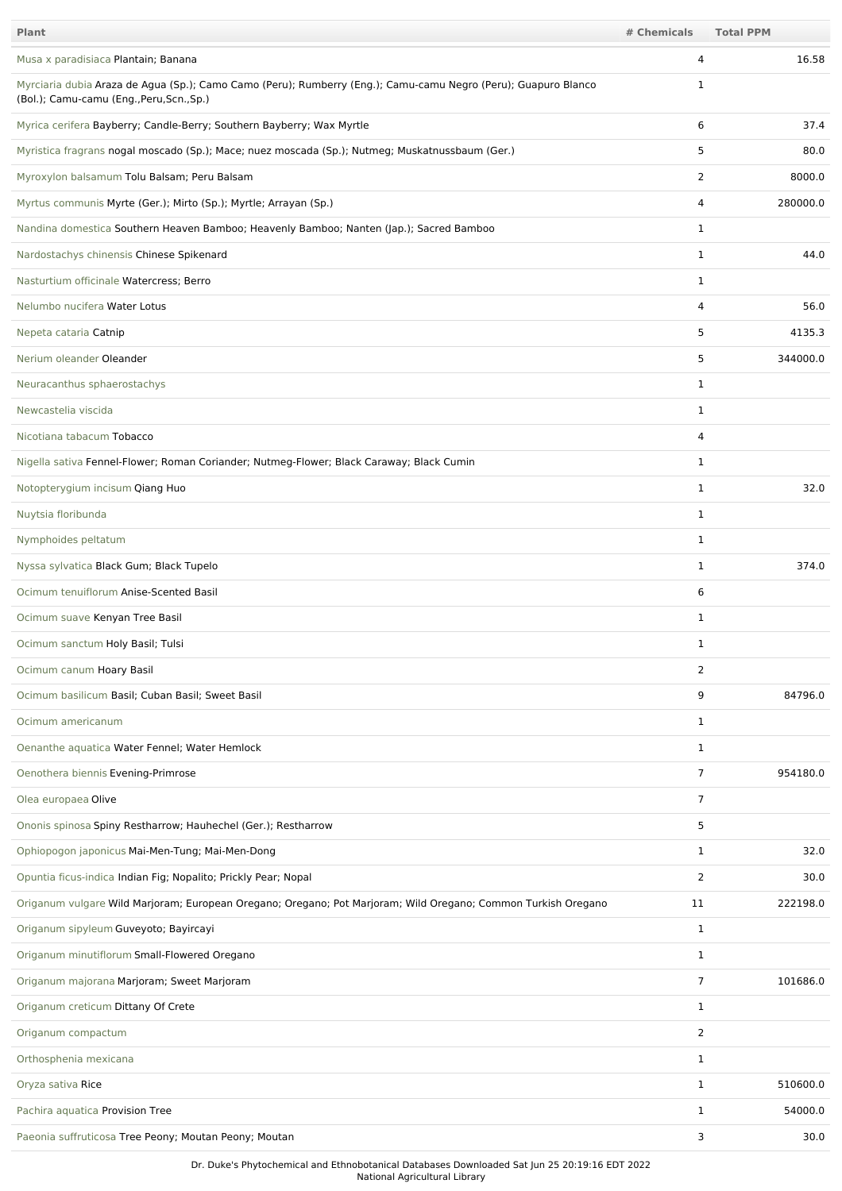| Plant | # Chemicals | Total PPM |
|---|---|---|
| Musa x paradisiaca Plantain; Banana | 4 | 16.58 |
| Myrciaria dubia Araza de Agua (Sp.); Camo Camo (Peru); Rumberry (Eng.); Camu-camu Negro (Peru); Guapuro Blanco (Bol.); Camu-camu (Eng.,Peru,Scn.,Sp.) | 1 | |
| Myrica cerifera Bayberry; Candle-Berry; Southern Bayberry; Wax Myrtle | 6 | 37.4 |
| Myristica fragrans nogal moscado (Sp.); Mace; nuez moscada (Sp.); Nutmeg; Muskatnussbaum (Ger.) | 5 | 80.0 |
| Myroxylon balsamum Tolu Balsam; Peru Balsam | 2 | 8000.0 |
| Myrtus communis Myrte (Ger.); Mirto (Sp.); Myrtle; Arrayan (Sp.) | 4 | 280000.0 |
| Nandina domestica Southern Heaven Bamboo; Heavenly Bamboo; Nanten (Jap.); Sacred Bamboo | 1 | |
| Nardostachys chinensis Chinese Spikenard | 1 | 44.0 |
| Nasturtium officinale Watercress; Berro | 1 | |
| Nelumbo nucifera Water Lotus | 4 | 56.0 |
| Nepeta cataria Catnip | 5 | 4135.3 |
| Nerium oleander Oleander | 5 | 344000.0 |
| Neuracanthus sphaerostachys | 1 | |
| Newcastelia viscida | 1 | |
| Nicotiana tabacum Tobacco | 4 | |
| Nigella sativa Fennel-Flower; Roman Coriander; Nutmeg-Flower; Black Caraway; Black Cumin | 1 | |
| Notopterygium incisum Qiang Huo | 1 | 32.0 |
| Nuytsia floribunda | 1 | |
| Nymphoides peltatum | 1 | |
| Nyssa sylvatica Black Gum; Black Tupelo | 1 | 374.0 |
| Ocimum tenuiflorum Anise-Scented Basil | 6 | |
| Ocimum suave Kenyan Tree Basil | 1 | |
| Ocimum sanctum Holy Basil; Tulsi | 1 | |
| Ocimum canum Hoary Basil | 2 | |
| Ocimum basilicum Basil; Cuban Basil; Sweet Basil | 9 | 84796.0 |
| Ocimum americanum | 1 | |
| Oenanthe aquatica Water Fennel; Water Hemlock | 1 | |
| Oenothera biennis Evening-Primrose | 7 | 954180.0 |
| Olea europaea Olive | 7 | |
| Ononis spinosa Spiny Restharrow; Hauhechel (Ger.); Restharrow | 5 | |
| Ophiopogon japonicus Mai-Men-Tung; Mai-Men-Dong | 1 | 32.0 |
| Opuntia ficus-indica Indian Fig; Nopalito; Prickly Pear; Nopal | 2 | 30.0 |
| Origanum vulgare Wild Marjoram; European Oregano; Oregano; Pot Marjoram; Wild Oregano; Common Turkish Oregano | 11 | 222198.0 |
| Origanum sipyleum Guveyoto; Bayircayi | 1 | |
| Origanum minutiflorum Small-Flowered Oregano | 1 | |
| Origanum majorana Marjoram; Sweet Marjoram | 7 | 101686.0 |
| Origanum creticum Dittany Of Crete | 1 | |
| Origanum compactum | 2 | |
| Orthosphenia mexicana | 1 | |
| Oryza sativa Rice | 1 | 510600.0 |
| Pachira aquatica Provision Tree | 1 | 54000.0 |
| Paeonia suffruticosa Tree Peony; Moutan Peony; Moutan | 3 | 30.0 |

Dr. Duke's Phytochemical and Ethnobotanical Databases Downloaded Sat Jun 25 20:19:16 EDT 2022
National Agricultural Library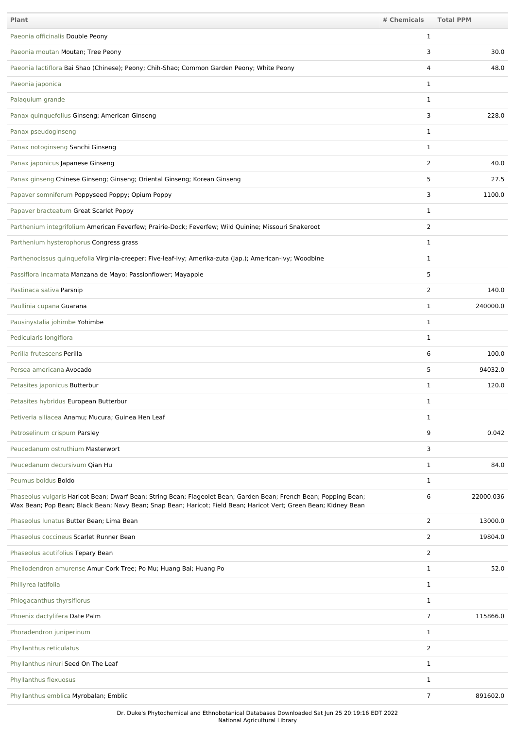| Plant | # Chemicals | Total PPM |
|---|---|---|
| Paeonia officinalis Double Peony | 1 | |
| Paeonia moutan Moutan; Tree Peony | 3 | 30.0 |
| Paeonia lactiflora Bai Shao (Chinese); Peony; Chih-Shao; Common Garden Peony; White Peony | 4 | 48.0 |
| Paeonia japonica | 1 | |
| Palaquium grande | 1 | |
| Panax quinquefolius Ginseng; American Ginseng | 3 | 228.0 |
| Panax pseudoginseng | 1 | |
| Panax notoginseng Sanchi Ginseng | 1 | |
| Panax japonicus Japanese Ginseng | 2 | 40.0 |
| Panax ginseng Chinese Ginseng; Ginseng; Oriental Ginseng; Korean Ginseng | 5 | 27.5 |
| Papaver somniferum Poppyseed Poppy; Opium Poppy | 3 | 1100.0 |
| Papaver bracteatum Great Scarlet Poppy | 1 | |
| Parthenium integrifolium American Feverfew; Prairie-Dock; Feverfew; Wild Quinine; Missouri Snakeroot | 2 | |
| Parthenium hysterophorus Congress grass | 1 | |
| Parthenocissus quinquefolia Virginia-creeper; Five-leaf-ivy; Amerika-zuta (Jap.); American-ivy; Woodbine | 1 | |
| Passiflora incarnata Manzana de Mayo; Passionflower; Mayapple | 5 | |
| Pastinaca sativa Parsnip | 2 | 140.0 |
| Paullinia cupana Guarana | 1 | 240000.0 |
| Pausinystalia johimbe Yohimbe | 1 | |
| Pedicularis longiflora | 1 | |
| Perilla frutescens Perilla | 6 | 100.0 |
| Persea americana Avocado | 5 | 94032.0 |
| Petasites japonicus Butterbur | 1 | 120.0 |
| Petasites hybridus European Butterbur | 1 | |
| Petiveria alliacea Anamu; Mucura; Guinea Hen Leaf | 1 | |
| Petroselinum crispum Parsley | 9 | 0.042 |
| Peucedanum ostruthium Masterwort | 3 | |
| Peucedanum decursivum Qian Hu | 1 | 84.0 |
| Peumus boldus Boldo | 1 | |
| Phaseolus vulgaris Haricot Bean; Dwarf Bean; String Bean; Flageolet Bean; Garden Bean; French Bean; Popping Bean; Wax Bean; Pop Bean; Black Bean; Navy Bean; Snap Bean; Haricot; Field Bean; Haricot Vert; Green Bean; Kidney Bean | 6 | 22000.036 |
| Phaseolus lunatus Butter Bean; Lima Bean | 2 | 13000.0 |
| Phaseolus coccineus Scarlet Runner Bean | 2 | 19804.0 |
| Phaseolus acutifolius Tepary Bean | 2 | |
| Phellodendron amurense Amur Cork Tree; Po Mu; Huang Bai; Huang Po | 1 | 52.0 |
| Phillyrea latifolia | 1 | |
| Phlogacanthus thyrsiflorus | 1 | |
| Phoenix dactylifera Date Palm | 7 | 115866.0 |
| Phoradendron juniperinum | 1 | |
| Phyllanthus reticulatus | 2 | |
| Phyllanthus niruri Seed On The Leaf | 1 | |
| Phyllanthus flexuosus | 1 | |
| Phyllanthus emblica Myrobalan; Emblic | 7 | 891602.0 |

Dr. Duke's Phytochemical and Ethnobotanical Databases Downloaded Sat Jun 25 20:19:16 EDT 2022
National Agricultural Library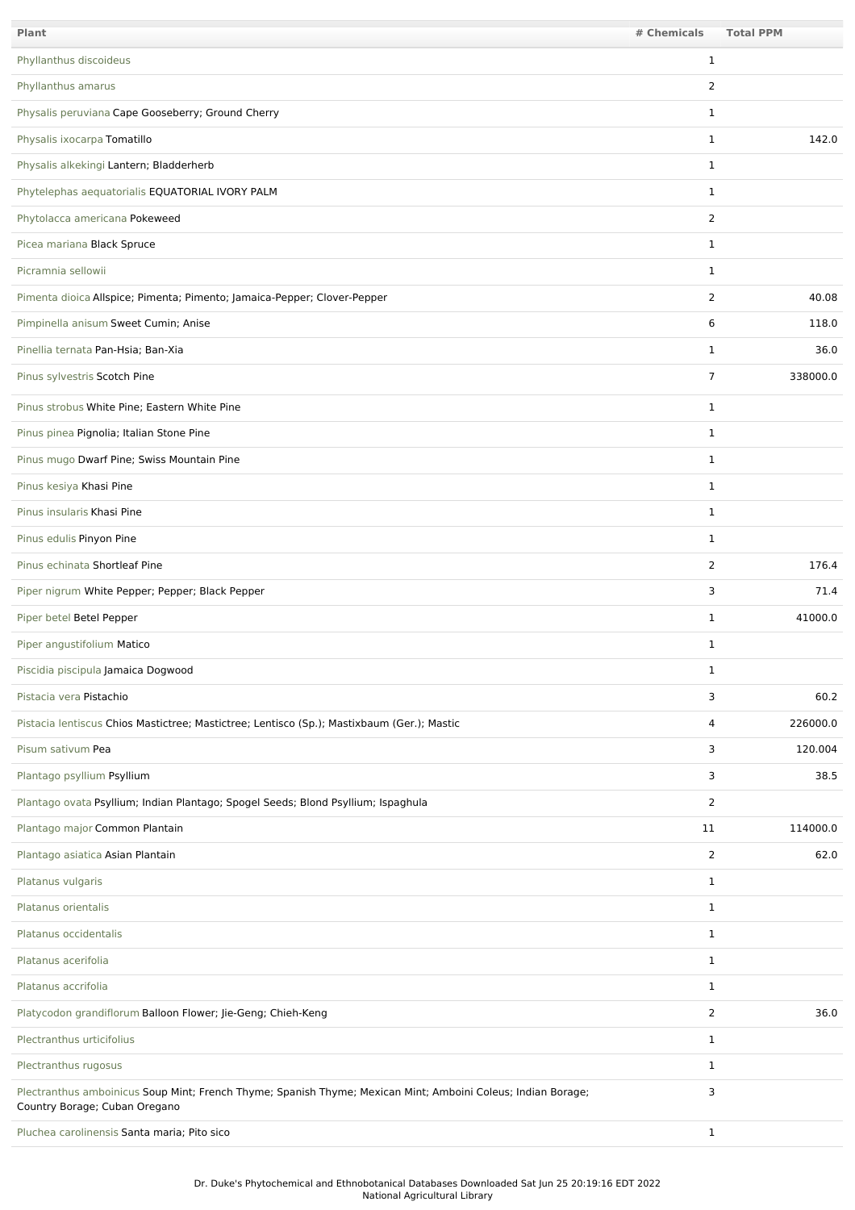| Plant | # Chemicals | Total PPM |
|---|---|---|
| Phyllanthus discoideus | 1 | |
| Phyllanthus amarus | 2 | |
| Physalis peruviana Cape Gooseberry; Ground Cherry | 1 | |
| Physalis ixocarpa Tomatillo | 1 | 142.0 |
| Physalis alkekingi Lantern; Bladderherb | 1 | |
| Phytelephas aequatorialis EQUATORIAL IVORY PALM | 1 | |
| Phytolacca americana Pokeweed | 2 | |
| Picea mariana Black Spruce | 1 | |
| Picramnia sellowii | 1 | |
| Pimenta dioica Allspice; Pimenta; Pimento; Jamaica-Pepper; Clover-Pepper | 2 | 40.08 |
| Pimpinella anisum Sweet Cumin; Anise | 6 | 118.0 |
| Pinellia ternata Pan-Hsia; Ban-Xia | 1 | 36.0 |
| Pinus sylvestris Scotch Pine | 7 | 338000.0 |
| Pinus strobus White Pine; Eastern White Pine | 1 | |
| Pinus pinea Pignolia; Italian Stone Pine | 1 | |
| Pinus mugo Dwarf Pine; Swiss Mountain Pine | 1 | |
| Pinus kesiya Khasi Pine | 1 | |
| Pinus insularis Khasi Pine | 1 | |
| Pinus edulis Pinyon Pine | 1 | |
| Pinus echinata Shortleaf Pine | 2 | 176.4 |
| Piper nigrum White Pepper; Pepper; Black Pepper | 3 | 71.4 |
| Piper betel Betel Pepper | 1 | 41000.0 |
| Piper angustifolium Matico | 1 | |
| Piscidia piscipula Jamaica Dogwood | 1 | |
| Pistacia vera Pistachio | 3 | 60.2 |
| Pistacia lentiscus Chios Mastictree; Mastictree; Lentisco (Sp.); Mastixbaum (Ger.); Mastic | 4 | 226000.0 |
| Pisum sativum Pea | 3 | 120.004 |
| Plantago psyllium Psyllium | 3 | 38.5 |
| Plantago ovata Psyllium; Indian Plantago; Spogel Seeds; Blond Psyllium; Ispaghula | 2 | |
| Plantago major Common Plantain | 11 | 114000.0 |
| Plantago asiatica Asian Plantain | 2 | 62.0 |
| Platanus vulgaris | 1 | |
| Platanus orientalis | 1 | |
| Platanus occidentalis | 1 | |
| Platanus acerifolia | 1 | |
| Platanus accrifolia | 1 | |
| Platycodon grandiflorum Balloon Flower; Jie-Geng; Chieh-Keng | 2 | 36.0 |
| Plectranthus urticifolius | 1 | |
| Plectranthus rugosus | 1 | |
| Plectranthus amboinicus Soup Mint; French Thyme; Spanish Thyme; Mexican Mint; Amboini Coleus; Indian Borage; Country Borage; Cuban Oregano | 3 | |
| Pluchea carolinensis Santa maria; Pito sico | 1 | |

Dr. Duke's Phytochemical and Ethnobotanical Databases Downloaded Sat Jun 25 20:19:16 EDT 2022
National Agricultural Library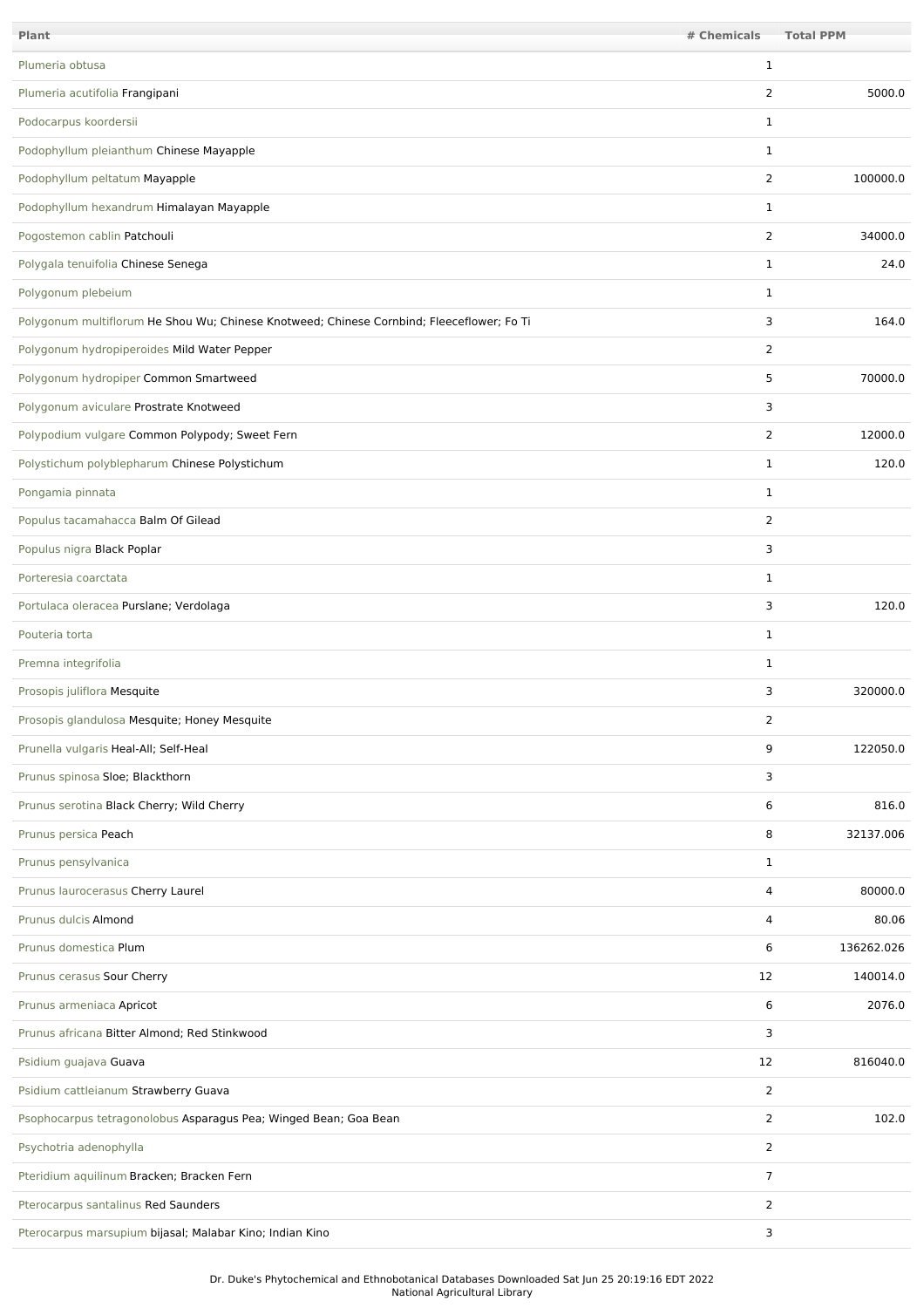| Plant | # Chemicals | Total PPM |
| --- | --- | --- |
| Plumeria obtusa | 1 | |
| Plumeria acutifolia Frangipani | 2 | 5000.0 |
| Podocarpus koordersii | 1 | |
| Podophyllum pleianthum Chinese Mayapple | 1 | |
| Podophyllum peltatum Mayapple | 2 | 100000.0 |
| Podophyllum hexandrum Himalayan Mayapple | 1 | |
| Pogostemon cablin Patchouli | 2 | 34000.0 |
| Polygala tenuifolia Chinese Senega | 1 | 24.0 |
| Polygonum plebeium | 1 | |
| Polygonum multiflorum He Shou Wu; Chinese Knotweed; Chinese Cornbind; Fleeceflower; Fo Ti | 3 | 164.0 |
| Polygonum hydropiperoides Mild Water Pepper | 2 | |
| Polygonum hydropiper Common Smartweed | 5 | 70000.0 |
| Polygonum aviculare Prostrate Knotweed | 3 | |
| Polypodium vulgare Common Polypody; Sweet Fern | 2 | 12000.0 |
| Polystichum polyblepharum Chinese Polystichum | 1 | 120.0 |
| Pongamia pinnata | 1 | |
| Populus tacamahacca Balm Of Gilead | 2 | |
| Populus nigra Black Poplar | 3 | |
| Porteresia coarctata | 1 | |
| Portulaca oleracea Purslane; Verdolaga | 3 | 120.0 |
| Pouteria torta | 1 | |
| Premna integrifolia | 1 | |
| Prosopis juliflora Mesquite | 3 | 320000.0 |
| Prosopis glandulosa Mesquite; Honey Mesquite | 2 | |
| Prunella vulgaris Heal-All; Self-Heal | 9 | 122050.0 |
| Prunus spinosa Sloe; Blackthorn | 3 | |
| Prunus serotina Black Cherry; Wild Cherry | 6 | 816.0 |
| Prunus persica Peach | 8 | 32137.006 |
| Prunus pensylvanica | 1 | |
| Prunus laurocerasus Cherry Laurel | 4 | 80000.0 |
| Prunus dulcis Almond | 4 | 80.06 |
| Prunus domestica Plum | 6 | 136262.026 |
| Prunus cerasus Sour Cherry | 12 | 140014.0 |
| Prunus armeniaca Apricot | 6 | 2076.0 |
| Prunus africana Bitter Almond; Red Stinkwood | 3 | |
| Psidium guajava Guava | 12 | 816040.0 |
| Psidium cattleianum Strawberry Guava | 2 | |
| Psophocarpus tetragonolobus Asparagus Pea; Winged Bean; Goa Bean | 2 | 102.0 |
| Psychotria adenophylla | 2 | |
| Pteridium aquilinum Bracken; Bracken Fern | 7 | |
| Pterocarpus santalinus Red Saunders | 2 | |
| Pterocarpus marsupium bijasal; Malabar Kino; Indian Kino | 3 | |

Dr. Duke's Phytochemical and Ethnobotanical Databases Downloaded Sat Jun 25 20:19:16 EDT 2022
National Agricultural Library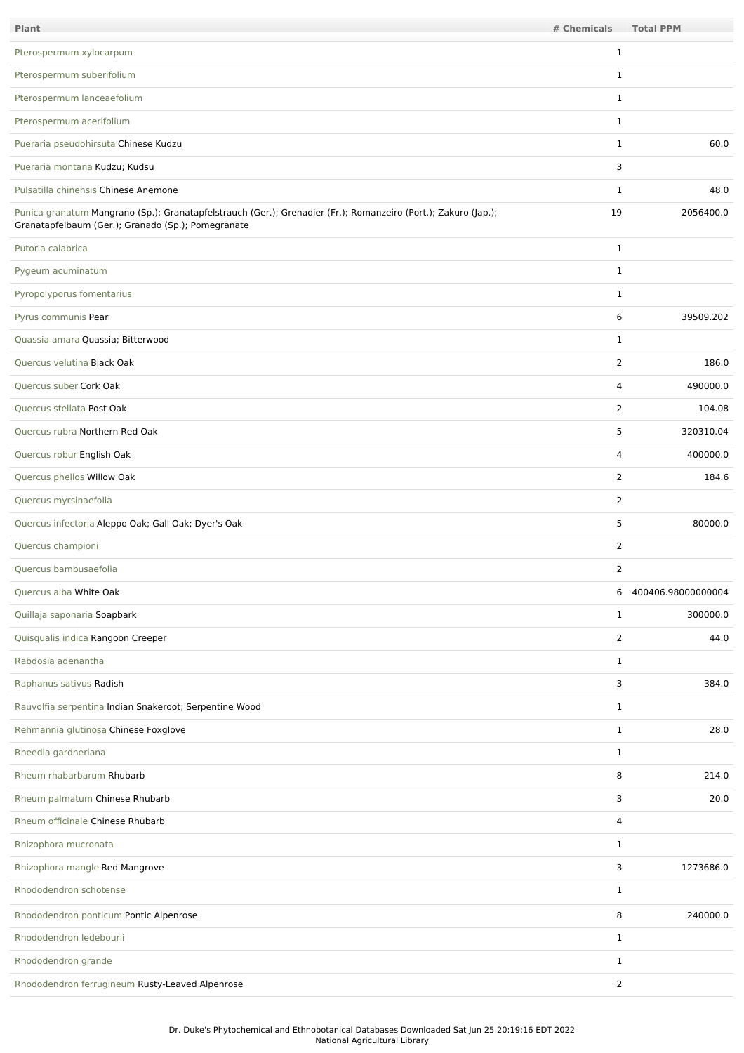| Plant | # Chemicals | Total PPM |
| --- | --- | --- |
| Pterospermum xylocarpum | 1 | |
| Pterospermum suberifolium | 1 | |
| Pterospermum lanceaefolium | 1 | |
| Pterospermum acerifolium | 1 | |
| Pueraria pseudohirsuta Chinese Kudzu | 1 | 60.0 |
| Pueraria montana Kudzu; Kudsu | 3 | |
| Pulsatilla chinensis Chinese Anemone | 1 | 48.0 |
| Punica granatum Mangrano (Sp.); Granatapfelstrauch (Ger.); Grenadier (Fr.); Romanzeiro (Port.); Zakuro (Jap.); Granatapfelbaum (Ger.); Granado (Sp.); Pomegranate | 19 | 2056400.0 |
| Putoria calabrica | 1 | |
| Pygeum acuminatum | 1 | |
| Pyropolyporus fomentarius | 1 | |
| Pyrus communis Pear | 6 | 39509.202 |
| Quassia amara Quassia; Bitterwood | 1 | |
| Quercus velutina Black Oak | 2 | 186.0 |
| Quercus suber Cork Oak | 4 | 490000.0 |
| Quercus stellata Post Oak | 2 | 104.08 |
| Quercus rubra Northern Red Oak | 5 | 320310.04 |
| Quercus robur English Oak | 4 | 400000.0 |
| Quercus phellos Willow Oak | 2 | 184.6 |
| Quercus myrsinaefolia | 2 | |
| Quercus infectoria Aleppo Oak; Gall Oak; Dyer's Oak | 5 | 80000.0 |
| Quercus championi | 2 | |
| Quercus bambusaefolia | 2 | |
| Quercus alba White Oak | 6 | 400406.98000000004 |
| Quillaja saponaria Soapbark | 1 | 300000.0 |
| Quisqualis indica Rangoon Creeper | 2 | 44.0 |
| Rabdosia adenantha | 1 | |
| Raphanus sativus Radish | 3 | 384.0 |
| Rauvolfia serpentina Indian Snakeroot; Serpentine Wood | 1 | |
| Rehmannia glutinosa Chinese Foxglove | 1 | 28.0 |
| Rheedia gardneriana | 1 | |
| Rheum rhabarbarum Rhubarb | 8 | 214.0 |
| Rheum palmatum Chinese Rhubarb | 3 | 20.0 |
| Rheum officinale Chinese Rhubarb | 4 | |
| Rhizophora mucronata | 1 | |
| Rhizophora mangle Red Mangrove | 3 | 1273686.0 |
| Rhododendron schotense | 1 | |
| Rhododendron ponticum Pontic Alpenrose | 8 | 240000.0 |
| Rhododendron ledebourii | 1 | |
| Rhododendron grande | 1 | |
| Rhododendron ferrugineum Rusty-Leaved Alpenrose | 2 | |

Dr. Duke's Phytochemical and Ethnobotanical Databases Downloaded Sat Jun 25 20:19:16 EDT 2022
National Agricultural Library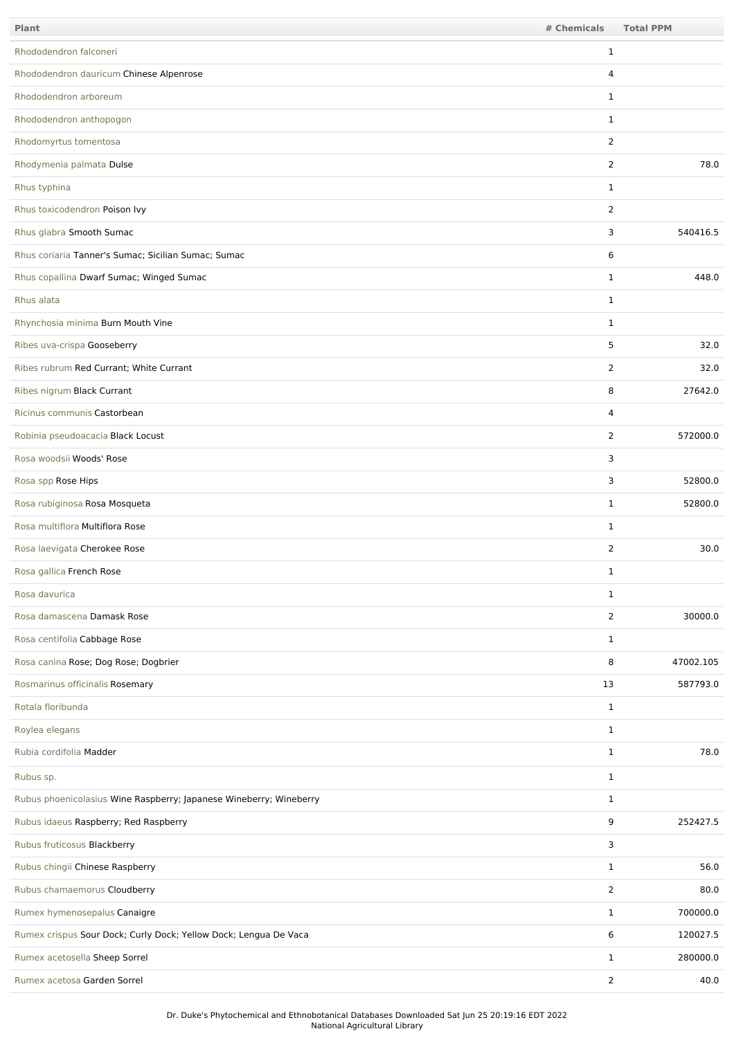| Plant | # Chemicals | Total PPM |
| --- | --- | --- |
| Rhododendron falconeri | 1 | |
| Rhododendron dauricum Chinese Alpenrose | 4 | |
| Rhododendron arboreum | 1 | |
| Rhododendron anthopogon | 1 | |
| Rhodomyrtus tomentosa | 2 | |
| Rhodymenia palmata Dulse | 2 | 78.0 |
| Rhus typhina | 1 | |
| Rhus toxicodendron Poison Ivy | 2 | |
| Rhus glabra Smooth Sumac | 3 | 540416.5 |
| Rhus coriaria Tanner's Sumac; Sicilian Sumac; Sumac | 6 | |
| Rhus copallina Dwarf Sumac; Winged Sumac | 1 | 448.0 |
| Rhus alata | 1 | |
| Rhynchosia minima Burn Mouth Vine | 1 | |
| Ribes uva-crispa Gooseberry | 5 | 32.0 |
| Ribes rubrum Red Currant; White Currant | 2 | 32.0 |
| Ribes nigrum Black Currant | 8 | 27642.0 |
| Ricinus communis Castorbean | 4 | |
| Robinia pseudoacacia Black Locust | 2 | 572000.0 |
| Rosa woodsii Woods' Rose | 3 | |
| Rosa spp Rose Hips | 3 | 52800.0 |
| Rosa rubiginosa Rosa Mosqueta | 1 | 52800.0 |
| Rosa multiflora Multiflora Rose | 1 | |
| Rosa laevigata Cherokee Rose | 2 | 30.0 |
| Rosa gallica French Rose | 1 | |
| Rosa davurica | 1 | |
| Rosa damascena Damask Rose | 2 | 30000.0 |
| Rosa centifolia Cabbage Rose | 1 | |
| Rosa canina Rose; Dog Rose; Dogbrier | 8 | 47002.105 |
| Rosmarinus officinalis Rosemary | 13 | 587793.0 |
| Rotala floribunda | 1 | |
| Roylea elegans | 1 | |
| Rubia cordifolia Madder | 1 | 78.0 |
| Rubus sp. | 1 | |
| Rubus phoenicolasius Wine Raspberry; Japanese Wineberry; Wineberry | 1 | |
| Rubus idaeus Raspberry; Red Raspberry | 9 | 252427.5 |
| Rubus fruticosus Blackberry | 3 | |
| Rubus chingii Chinese Raspberry | 1 | 56.0 |
| Rubus chamaemorus Cloudberry | 2 | 80.0 |
| Rumex hymenosepalus Canaigre | 1 | 700000.0 |
| Rumex crispus Sour Dock; Curly Dock; Yellow Dock; Lengua De Vaca | 6 | 120027.5 |
| Rumex acetosella Sheep Sorrel | 1 | 280000.0 |
| Rumex acetosa Garden Sorrel | 2 | 40.0 |

Dr. Duke's Phytochemical and Ethnobotanical Databases Downloaded Sat Jun 25 20:19:16 EDT 2022
National Agricultural Library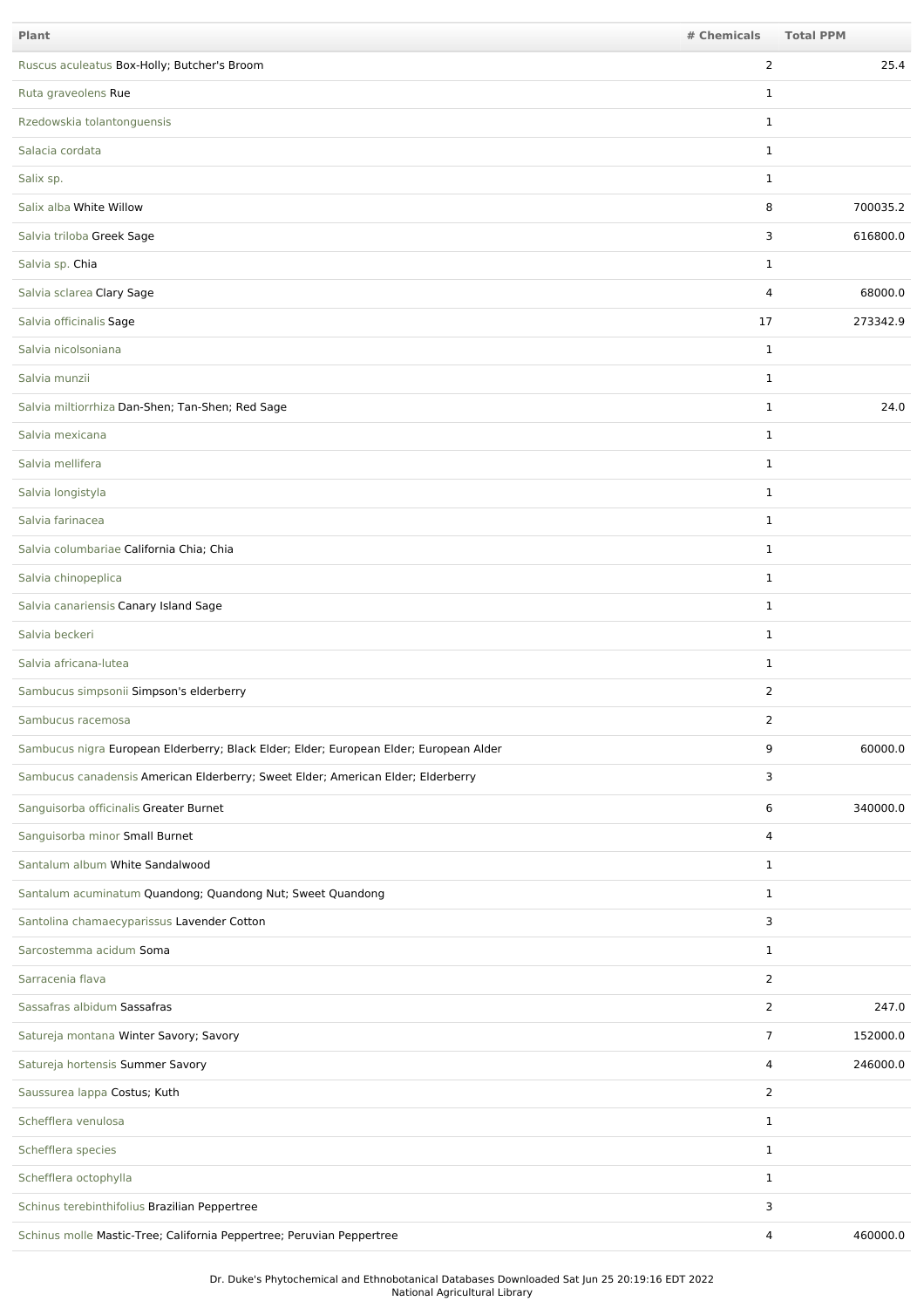| Plant | # Chemicals | Total PPM |
|---|---|---|
| Ruscus aculeatus Box-Holly; Butcher's Broom | 2 | 25.4 |
| Ruta graveolens Rue | 1 | |
| Rzedowskia tolantonguensis | 1 | |
| Salacia cordata | 1 | |
| Salix sp. | 1 | |
| Salix alba White Willow | 8 | 700035.2 |
| Salvia triloba Greek Sage | 3 | 616800.0 |
| Salvia sp. Chia | 1 | |
| Salvia sclarea Clary Sage | 4 | 68000.0 |
| Salvia officinalis Sage | 17 | 273342.9 |
| Salvia nicolsoniana | 1 | |
| Salvia munzii | 1 | |
| Salvia miltiorrhiza Dan-Shen; Tan-Shen; Red Sage | 1 | 24.0 |
| Salvia mexicana | 1 | |
| Salvia mellifera | 1 | |
| Salvia longistyla | 1 | |
| Salvia farinacea | 1 | |
| Salvia columbariae California Chia; Chia | 1 | |
| Salvia chinopeplica | 1 | |
| Salvia canariensis Canary Island Sage | 1 | |
| Salvia beckeri | 1 | |
| Salvia africana-lutea | 1 | |
| Sambucus simpsonii Simpson's elderberry | 2 | |
| Sambucus racemosa | 2 | |
| Sambucus nigra European Elderberry; Black Elder; Elder; European Elder; European Alder | 9 | 60000.0 |
| Sambucus canadensis American Elderberry; Sweet Elder; American Elder; Elderberry | 3 | |
| Sanguisorba officinalis Greater Burnet | 6 | 340000.0 |
| Sanguisorba minor Small Burnet | 4 | |
| Santalum album White Sandalwood | 1 | |
| Santalum acuminatum Quandong; Quandong Nut; Sweet Quandong | 1 | |
| Santolina chamaecyparissus Lavender Cotton | 3 | |
| Sarcostemma acidum Soma | 1 | |
| Sarracenia flava | 2 | |
| Sassafras albidum Sassafras | 2 | 247.0 |
| Satureja montana Winter Savory; Savory | 7 | 152000.0 |
| Satureja hortensis Summer Savory | 4 | 246000.0 |
| Saussurea lappa Costus; Kuth | 2 | |
| Schefflera venulosa | 1 | |
| Schefflera species | 1 | |
| Schefflera octophylla | 1 | |
| Schinus terebinthifolius Brazilian Peppertree | 3 | |
| Schinus molle Mastic-Tree; California Peppertree; Peruvian Peppertree | 4 | 460000.0 |

Dr. Duke's Phytochemical and Ethnobotanical Databases Downloaded Sat Jun 25 20:19:16 EDT 2022
National Agricultural Library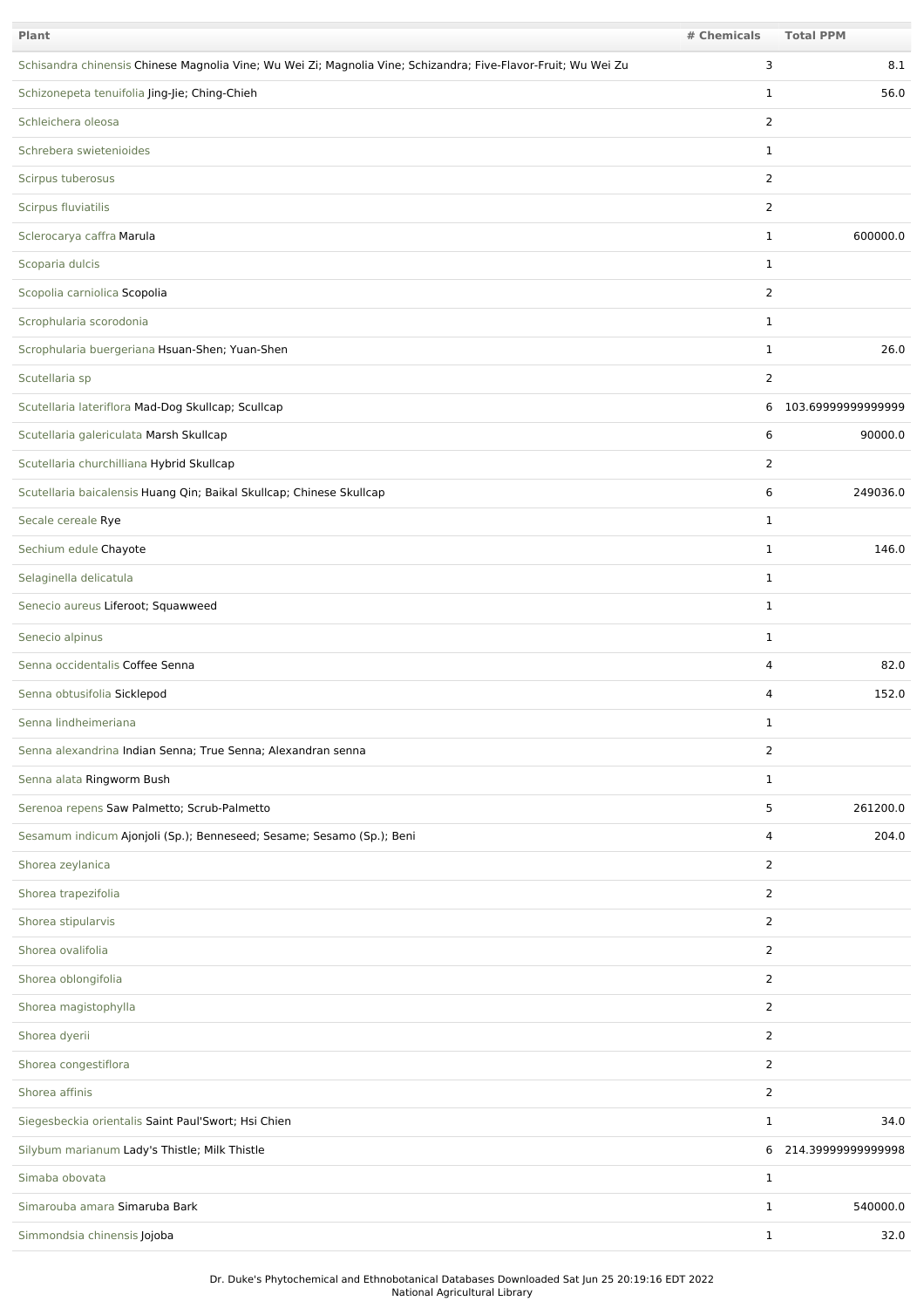| Plant | # Chemicals | Total PPM |
| --- | --- | --- |
| Schisandra chinensis Chinese Magnolia Vine; Wu Wei Zi; Magnolia Vine; Schizandra; Five-Flavor-Fruit; Wu Wei Zu | 3 | 8.1 |
| Schizonepeta tenuifolia Jing-Jie; Ching-Chieh | 1 | 56.0 |
| Schleichera oleosa | 2 | |
| Schrebera swietenioides | 1 | |
| Scirpus tuberosus | 2 | |
| Scirpus fluviatilis | 2 | |
| Sclerocarya caffra Marula | 1 | 600000.0 |
| Scoparia dulcis | 1 | |
| Scopolia carniolica Scopolia | 2 | |
| Scrophularia scorodonia | 1 | |
| Scrophularia buergeriana Hsuan-Shen; Yuan-Shen | 1 | 26.0 |
| Scutellaria sp | 2 | |
| Scutellaria lateriflora Mad-Dog Skullcap; Scullcap | 6 | 103.69999999999999 |
| Scutellaria galericulata Marsh Skullcap | 6 | 90000.0 |
| Scutellaria churchilliana Hybrid Skullcap | 2 | |
| Scutellaria baicalensis Huang Qin; Baikal Skullcap; Chinese Skullcap | 6 | 249036.0 |
| Secale cereale Rye | 1 | |
| Sechium edule Chayote | 1 | 146.0 |
| Selaginella delicatula | 1 | |
| Senecio aureus Liferoot; Squawweed | 1 | |
| Senecio alpinus | 1 | |
| Senna occidentalis Coffee Senna | 4 | 82.0 |
| Senna obtusifolia Sicklepod | 4 | 152.0 |
| Senna lindheimeriana | 1 | |
| Senna alexandrina Indian Senna; True Senna; Alexandran senna | 2 | |
| Senna alata Ringworm Bush | 1 | |
| Serenoa repens Saw Palmetto; Scrub-Palmetto | 5 | 261200.0 |
| Sesamum indicum Ajonjoli (Sp.); Benneseed; Sesame; Sesamo (Sp.); Beni | 4 | 204.0 |
| Shorea zeylanica | 2 | |
| Shorea trapezifolia | 2 | |
| Shorea stipularvis | 2 | |
| Shorea ovalifolia | 2 | |
| Shorea oblongifolia | 2 | |
| Shorea magistophylla | 2 | |
| Shorea dyerii | 2 | |
| Shorea congestiflora | 2 | |
| Shorea affinis | 2 | |
| Siegesbeckia orientalis Saint Paul'Swort; Hsi Chien | 1 | 34.0 |
| Silybum marianum Lady's Thistle; Milk Thistle | 6 | 214.39999999999998 |
| Simaba obovata | 1 | |
| Simarouba amara Simaruba Bark | 1 | 540000.0 |
| Simmondsia chinensis Jojoba | 1 | 32.0 |

Dr. Duke's Phytochemical and Ethnobotanical Databases Downloaded Sat Jun 25 20:19:16 EDT 2022
National Agricultural Library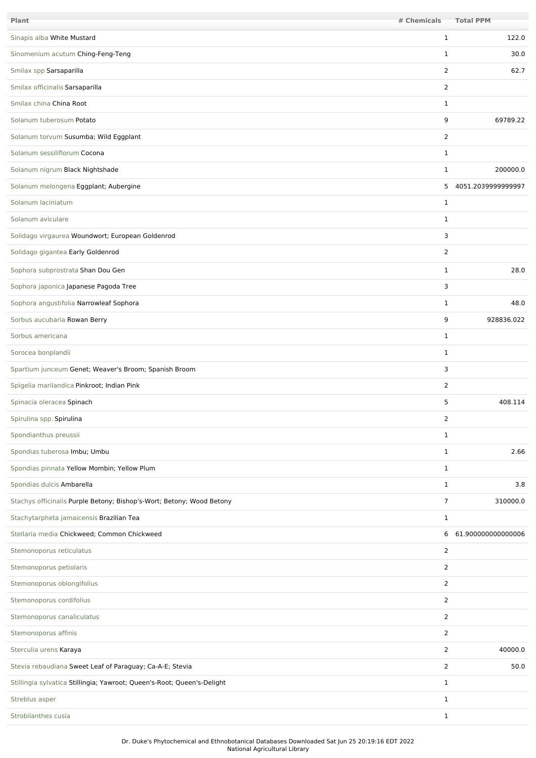| Plant | # Chemicals | Total PPM |
|---|---|---|
| Sinapis alba White Mustard | 1 | 122.0 |
| Sinomenium acutum Ching-Feng-Teng | 1 | 30.0 |
| Smilax spp Sarsaparilla | 2 | 62.7 |
| Smilax officinalis Sarsaparilla | 2 | |
| Smilax china China Root | 1 | |
| Solanum tuberosum Potato | 9 | 69789.22 |
| Solanum torvum Susumba; Wild Eggplant | 2 | |
| Solanum sessiliflorum Cocona | 1 | |
| Solanum nigrum Black Nightshade | 1 | 200000.0 |
| Solanum melongena Eggplant; Aubergine | 5 | 4051.2039999999997 |
| Solanum laciniatum | 1 | |
| Solanum aviculare | 1 | |
| Solidago virgaurea Woundwort; European Goldenrod | 3 | |
| Solidago gigantea Early Goldenrod | 2 | |
| Sophora subprostrata Shan Dou Gen | 1 | 28.0 |
| Sophora japonica Japanese Pagoda Tree | 3 | |
| Sophora angustifolia Narrowleaf Sophora | 1 | 48.0 |
| Sorbus aucubaria Rowan Berry | 9 | 928836.022 |
| Sorbus americana | 1 | |
| Sorocea bonplandii | 1 | |
| Spartium junceum Genet; Weaver's Broom; Spanish Broom | 3 | |
| Spigelia marilandica Pinkroot; Indian Pink | 2 | |
| Spinacia oleracea Spinach | 5 | 408.114 |
| Spirulina spp. Spirulina | 2 | |
| Spondianthus preussii | 1 | |
| Spondias tuberosa Imbu; Umbu | 1 | 2.66 |
| Spondias pinnata Yellow Mombin; Yellow Plum | 1 | |
| Spondias dulcis Ambarella | 1 | 3.8 |
| Stachys officinalis Purple Betony; Bishop's-Wort; Betony; Wood Betony | 7 | 310000.0 |
| Stachytarpheta jamaicensis Brazilian Tea | 1 | |
| Stellaria media Chickweed; Common Chickweed | 6 | 61.900000000000006 |
| Stemonoporus reticulatus | 2 | |
| Stemonoporus petiolaris | 2 | |
| Stemonoporus oblongifolius | 2 | |
| Stemonoporus cordifolius | 2 | |
| Stemonoporus canaliculatus | 2 | |
| Stemonoporus affinis | 2 | |
| Sterculia urens Karaya | 2 | 40000.0 |
| Stevia rebaudiana Sweet Leaf of Paraguay; Ca-A-E; Stevia | 2 | 50.0 |
| Stillingia sylvatica Stillingia; Yawroot; Queen's-Root; Queen's-Delight | 1 | |
| Streblus asper | 1 | |
| Strobilanthes cusia | 1 | |

Dr. Duke's Phytochemical and Ethnobotanical Databases Downloaded Sat Jun 25 20:19:16 EDT 2022
National Agricultural Library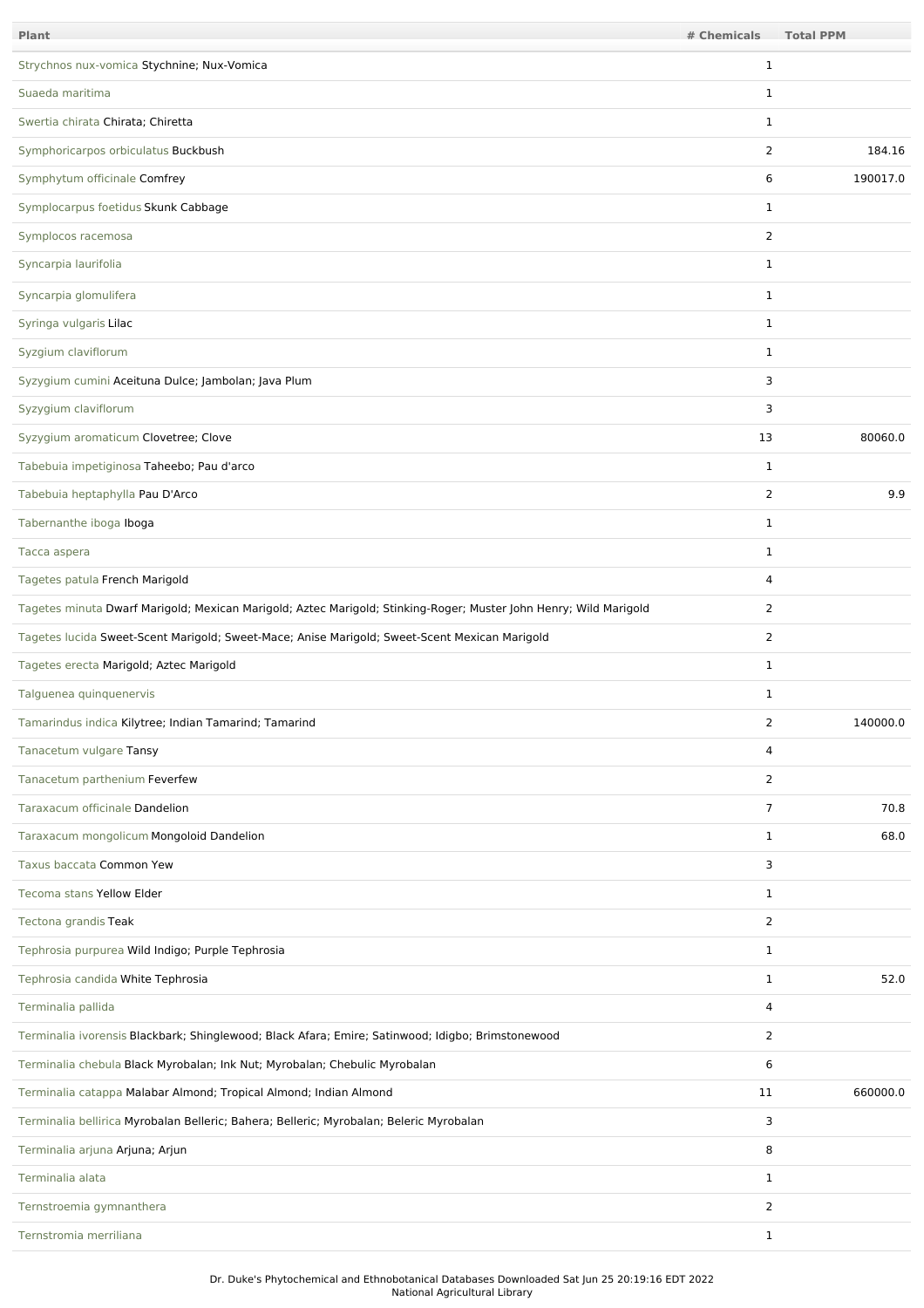| Plant | # Chemicals | Total PPM |
|---|---|---|
| Strychnos nux-vomica Stychnine; Nux-Vomica | 1 | |
| Suaeda maritima | 1 | |
| Swertia chirata Chirata; Chiretta | 1 | |
| Symphoricarpos orbiculatus Buckbush | 2 | 184.16 |
| Symphytum officinale Comfrey | 6 | 190017.0 |
| Symplocarpus foetidus Skunk Cabbage | 1 | |
| Symplocos racemosa | 2 | |
| Syncarpia laurifolia | 1 | |
| Syncarpia glomulifera | 1 | |
| Syringa vulgaris Lilac | 1 | |
| Syzgium claviflorum | 1 | |
| Syzygium cumini Aceituna Dulce; Jambolan; Java Plum | 3 | |
| Syzygium claviflorum | 3 | |
| Syzygium aromaticum Clovetree; Clove | 13 | 80060.0 |
| Tabebuia impetiginosa Taheebo; Pau d'arco | 1 | |
| Tabebuia heptaphylla Pau D'Arco | 2 | 9.9 |
| Tabernanthe iboga Iboga | 1 | |
| Tacca aspera | 1 | |
| Tagetes patula French Marigold | 4 | |
| Tagetes minuta Dwarf Marigold; Mexican Marigold; Aztec Marigold; Stinking-Roger; Muster John Henry; Wild Marigold | 2 | |
| Tagetes lucida Sweet-Scent Marigold; Sweet-Mace; Anise Marigold; Sweet-Scent Mexican Marigold | 2 | |
| Tagetes erecta Marigold; Aztec Marigold | 1 | |
| Talguenea quinquenervis | 1 | |
| Tamarindus indica Kilytree; Indian Tamarind; Tamarind | 2 | 140000.0 |
| Tanacetum vulgare Tansy | 4 | |
| Tanacetum parthenium Feverfew | 2 | |
| Taraxacum officinale Dandelion | 7 | 70.8 |
| Taraxacum mongolicum Mongoloid Dandelion | 1 | 68.0 |
| Taxus baccata Common Yew | 3 | |
| Tecoma stans Yellow Elder | 1 | |
| Tectona grandis Teak | 2 | |
| Tephrosia purpurea Wild Indigo; Purple Tephrosia | 1 | |
| Tephrosia candida White Tephrosia | 1 | 52.0 |
| Terminalia pallida | 4 | |
| Terminalia ivorensis Blackbark; Shinglewood; Black Afara; Emire; Satinwood; Idigbo; Brimstonewood | 2 | |
| Terminalia chebula Black Myrobalan; Ink Nut; Myrobalan; Chebulic Myrobalan | 6 | |
| Terminalia catappa Malabar Almond; Tropical Almond; Indian Almond | 11 | 660000.0 |
| Terminalia bellirica Myrobalan Belleric; Bahera; Belleric; Myrobalan; Beleric Myrobalan | 3 | |
| Terminalia arjuna Arjuna; Arjun | 8 | |
| Terminalia alata | 1 | |
| Ternstroemia gymnanthera | 2 | |
| Ternstromia merriliana | 1 | |

Dr. Duke's Phytochemical and Ethnobotanical Databases Downloaded Sat Jun 25 20:19:16 EDT 2022
National Agricultural Library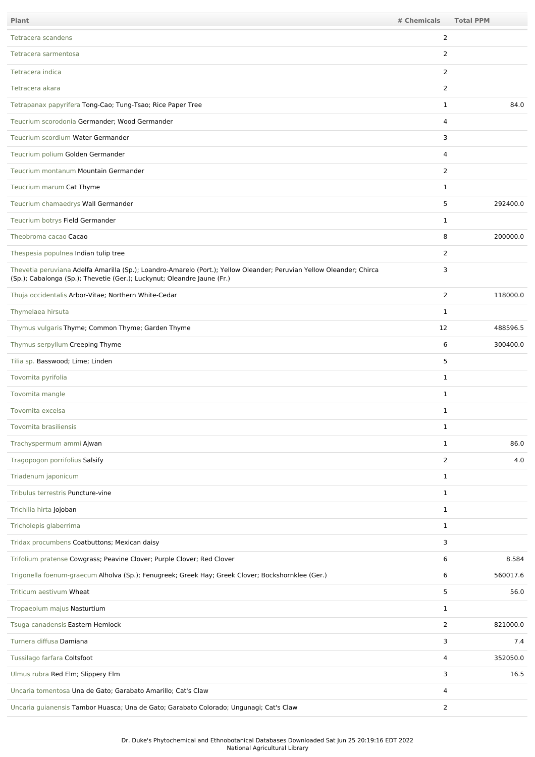| Plant | # Chemicals | Total PPM |
|---|---|---|
| Tetracera scandens | 2 | |
| Tetracera sarmentosa | 2 | |
| Tetracera indica | 2 | |
| Tetracera akara | 2 | |
| Tetrapanax papyrifera Tong-Cao; Tung-Tsao; Rice Paper Tree | 1 | 84.0 |
| Teucrium scorodonia Germander; Wood Germander | 4 | |
| Teucrium scordium Water Germander | 3 | |
| Teucrium polium Golden Germander | 4 | |
| Teucrium montanum Mountain Germander | 2 | |
| Teucrium marum Cat Thyme | 1 | |
| Teucrium chamaedrys Wall Germander | 5 | 292400.0 |
| Teucrium botrys Field Germander | 1 | |
| Theobroma cacao Cacao | 8 | 200000.0 |
| Thespesia populnea Indian tulip tree | 2 | |
| Thevetia peruviana Adelfa Amarilla (Sp.); Loandro-Amarelo (Port.); Yellow Oleander; Peruvian Yellow Oleander; Chirca (Sp.); Cabalonga (Sp.); Thevetie (Ger.); Luckynut; Oleandre Jaune (Fr.) | 3 | |
| Thuja occidentalis Arbor-Vitae; Northern White-Cedar | 2 | 118000.0 |
| Thymelaea hirsuta | 1 | |
| Thymus vulgaris Thyme; Common Thyme; Garden Thyme | 12 | 488596.5 |
| Thymus serpyllum Creeping Thyme | 6 | 300400.0 |
| Tilia sp. Basswood; Lime; Linden | 5 | |
| Tovomita pyrifolia | 1 | |
| Tovomita mangle | 1 | |
| Tovomita excelsa | 1 | |
| Tovomita brasiliensis | 1 | |
| Trachyspermum ammi Ajwan | 1 | 86.0 |
| Tragopogon porrifolius Salsify | 2 | 4.0 |
| Triadenum japonicum | 1 | |
| Tribulus terrestris Puncture-vine | 1 | |
| Trichilia hirta Jojoban | 1 | |
| Tricholepis glaberrima | 1 | |
| Tridax procumbens Coatbuttons; Mexican daisy | 3 | |
| Trifolium pratense Cowgrass; Peavine Clover; Purple Clover; Red Clover | 6 | 8.584 |
| Trigonella foenum-graecum Alholva (Sp.); Fenugreek; Greek Hay; Greek Clover; Bockshornklee (Ger.) | 6 | 560017.6 |
| Triticum aestivum Wheat | 5 | 56.0 |
| Tropaeolum majus Nasturtium | 1 | |
| Tsuga canadensis Eastern Hemlock | 2 | 821000.0 |
| Turnera diffusa Damiana | 3 | 7.4 |
| Tussilago farfara Coltsfoot | 4 | 352050.0 |
| Ulmus rubra Red Elm; Slippery Elm | 3 | 16.5 |
| Uncaria tomentosa Una de Gato; Garabato Amarillo; Cat's Claw | 4 | |
| Uncaria guianensis Tambor Huasca; Una de Gato; Garabato Colorado; Ungunagi; Cat's Claw | 2 | |

Dr. Duke's Phytochemical and Ethnobotanical Databases Downloaded Sat Jun 25 20:19:16 EDT 2022
National Agricultural Library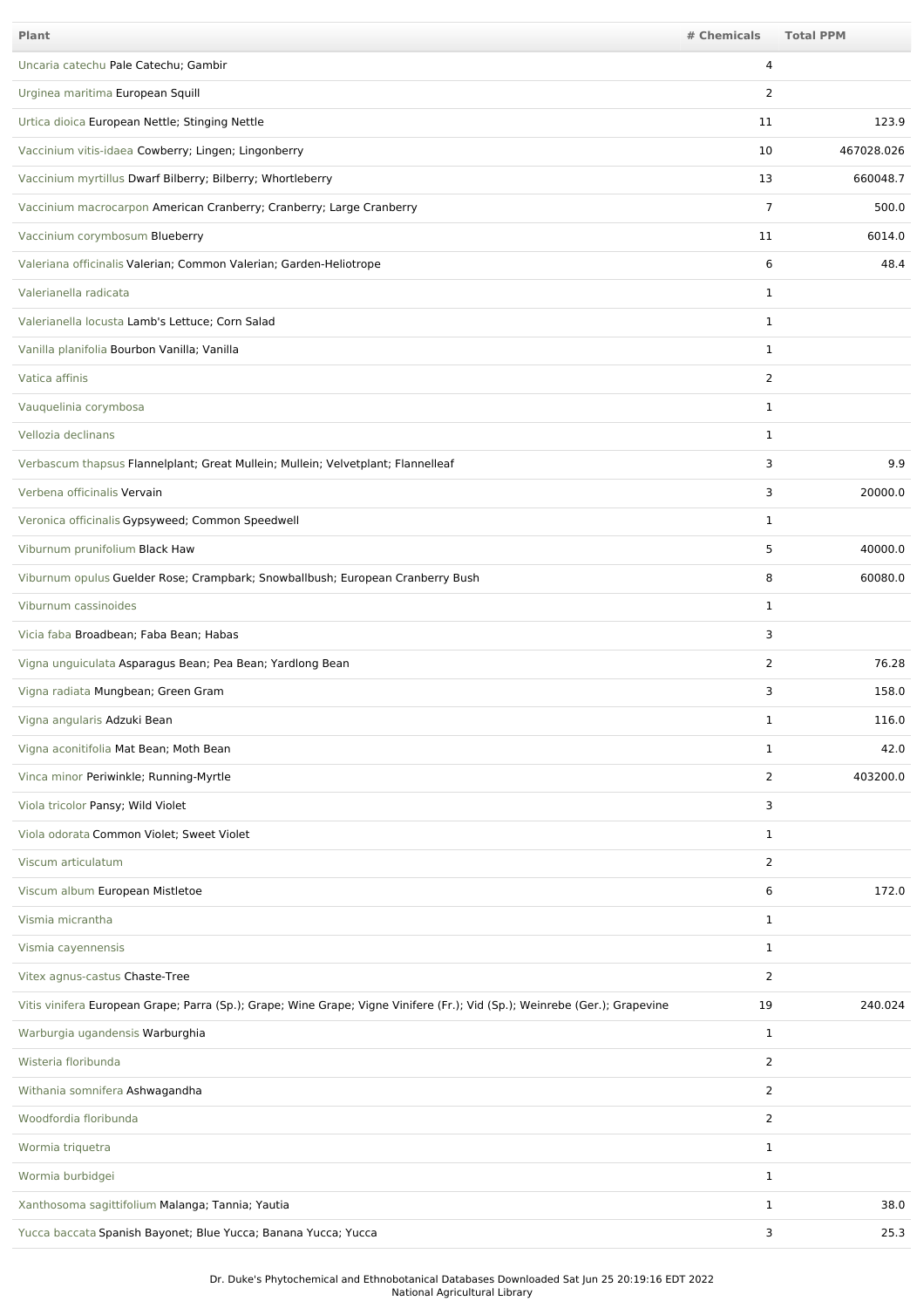| Plant | # Chemicals | Total PPM |
|---|---|---|
| Uncaria catechu Pale Catechu; Gambir | 4 | |
| Urginea maritima European Squill | 2 | |
| Urtica dioica European Nettle; Stinging Nettle | 11 | 123.9 |
| Vaccinium vitis-idaea Cowberry; Lingen; Lingonberry | 10 | 467028.026 |
| Vaccinium myrtillus Dwarf Bilberry; Bilberry; Whortleberry | 13 | 660048.7 |
| Vaccinium macrocarpon American Cranberry; Cranberry; Large Cranberry | 7 | 500.0 |
| Vaccinium corymbosum Blueberry | 11 | 6014.0 |
| Valeriana officinalis Valerian; Common Valerian; Garden-Heliotrope | 6 | 48.4 |
| Valerianella radicata | 1 | |
| Valerianella locusta Lamb's Lettuce; Corn Salad | 1 | |
| Vanilla planifolia Bourbon Vanilla; Vanilla | 1 | |
| Vatica affinis | 2 | |
| Vauquelinia corymbosa | 1 | |
| Vellozia declinans | 1 | |
| Verbascum thapsus Flannelplant; Great Mullein; Mullein; Velvetplant; Flannelleaf | 3 | 9.9 |
| Verbena officinalis Vervain | 3 | 20000.0 |
| Veronica officinalis Gypsyweed; Common Speedwell | 1 | |
| Viburnum prunifolium Black Haw | 5 | 40000.0 |
| Viburnum opulus Guelder Rose; Crampbark; Snowballbush; European Cranberry Bush | 8 | 60080.0 |
| Viburnum cassinoides | 1 | |
| Vicia faba Broadbean; Faba Bean; Habas | 3 | |
| Vigna unguiculata Asparagus Bean; Pea Bean; Yardlong Bean | 2 | 76.28 |
| Vigna radiata Mungbean; Green Gram | 3 | 158.0 |
| Vigna angularis Adzuki Bean | 1 | 116.0 |
| Vigna aconitifolia Mat Bean; Moth Bean | 1 | 42.0 |
| Vinca minor Periwinkle; Running-Myrtle | 2 | 403200.0 |
| Viola tricolor Pansy; Wild Violet | 3 | |
| Viola odorata Common Violet; Sweet Violet | 1 | |
| Viscum articulatum | 2 | |
| Viscum album European Mistletoe | 6 | 172.0 |
| Vismia micrantha | 1 | |
| Vismia cayennensis | 1 | |
| Vitex agnus-castus Chaste-Tree | 2 | |
| Vitis vinifera European Grape; Parra (Sp.); Grape; Wine Grape; Vigne Vinifere (Fr.); Vid (Sp.); Weinrebe (Ger.); Grapevine | 19 | 240.024 |
| Warburgia ugandensis Warburghia | 1 | |
| Wisteria floribunda | 2 | |
| Withania somnifera Ashwagandha | 2 | |
| Woodfordia floribunda | 2 | |
| Wormia triquetra | 1 | |
| Wormia burbidgei | 1 | |
| Xanthosoma sagittifolium Malanga; Tannia; Yautia | 1 | 38.0 |
| Yucca baccata Spanish Bayonet; Blue Yucca; Banana Yucca; Yucca | 3 | 25.3 |

Dr. Duke's Phytochemical and Ethnobotanical Databases Downloaded Sat Jun 25 20:19:16 EDT 2022
National Agricultural Library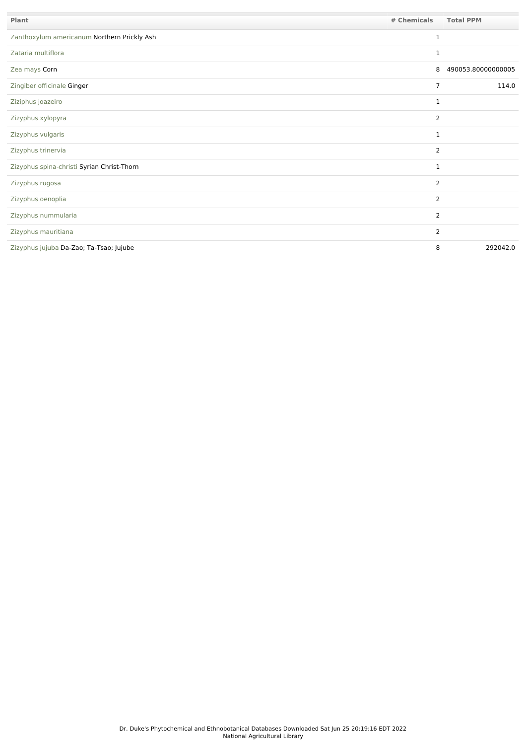| Plant | # Chemicals | Total PPM |
|---|---|---|
| Zanthoxylum americanum Northern Prickly Ash | 1 | |
| Zataria multiflora | 1 | |
| Zea mays Corn | 8 | 490053.80000000005 |
| Zingiber officinale Ginger | 7 | 114.0 |
| Ziziphus joazeiro | 1 | |
| Zizyphus xylopyra | 2 | |
| Zizyphus vulgaris | 1 | |
| Zizyphus trinervia | 2 | |
| Zizyphus spina-christi Syrian Christ-Thorn | 1 | |
| Zizyphus rugosa | 2 | |
| Zizyphus oenoplia | 2 | |
| Zizyphus nummularia | 2 | |
| Zizyphus mauritiana | 2 | |
| Zizyphus jujuba Da-Zao; Ta-Tsao; Jujube | 8 | 292042.0 |

Dr. Duke's Phytochemical and Ethnobotanical Databases Downloaded Sat Jun 25 20:19:16 EDT 2022
National Agricultural Library